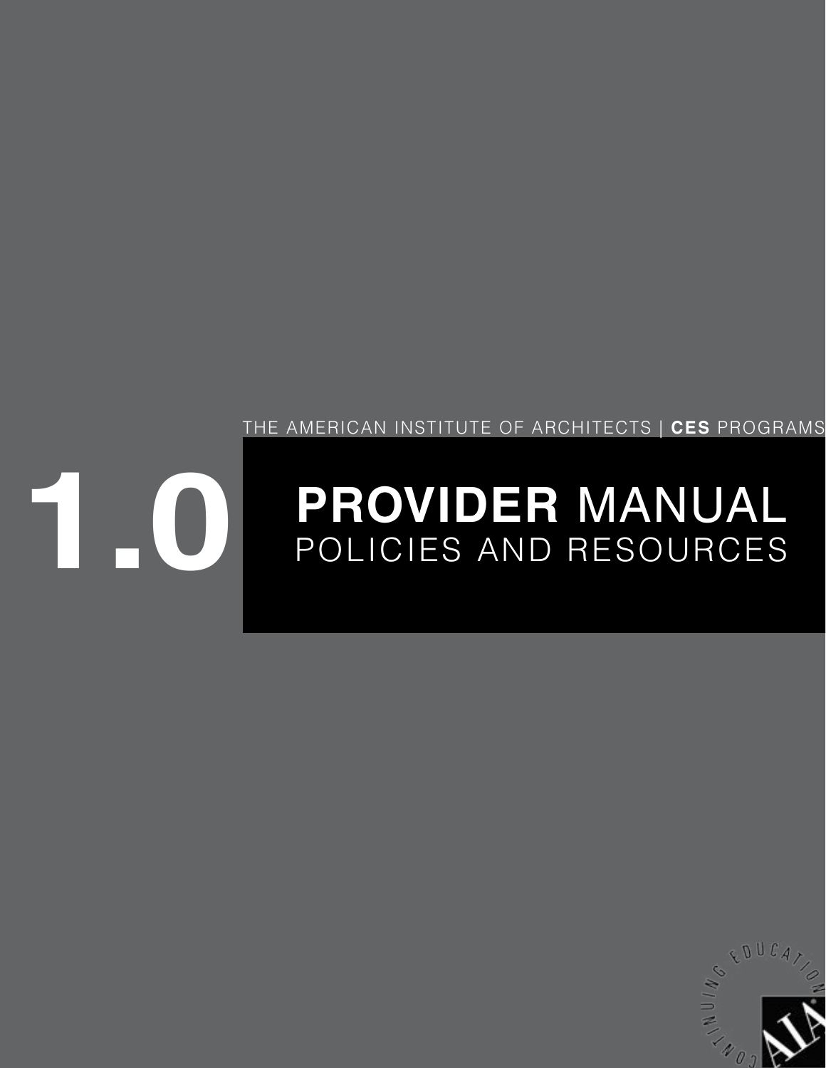THE AMERICAN INSTITUTE OF ARCHITECTS | **CES** PROGRAMS

# 1.0 **PROVIDER** MANUAL
## POLICIES AND RESOURCES

CONTINUING EDUCATION AIA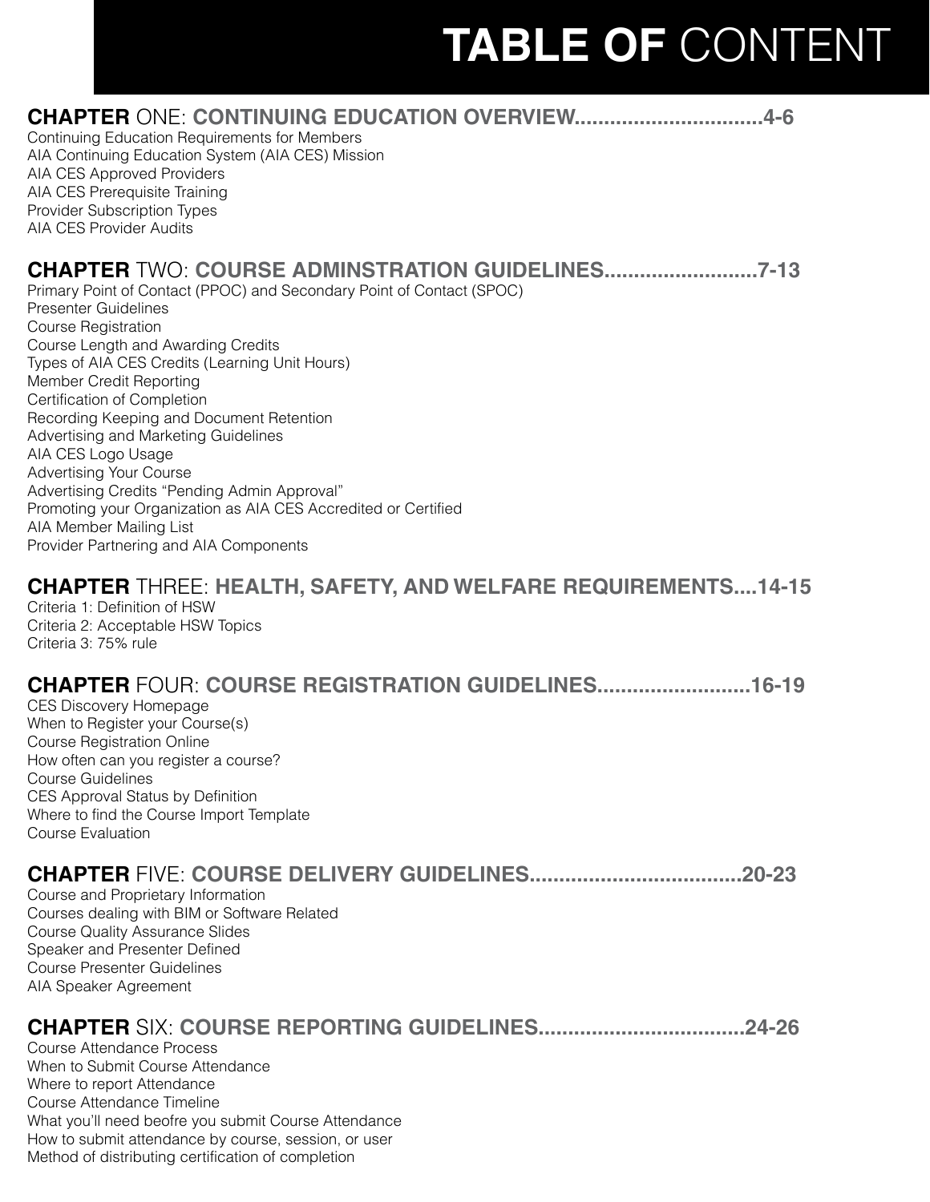# TABLE OF CONTENT

## CHAPTER ONE: CONTINUING EDUCATION OVERVIEW...............................4-6

Continuing Education Requirements for Members
AIA Continuing Education System (AIA CES) Mission
AIA CES Approved Providers
AIA CES Prerequisite Training
Provider Subscription Types
AIA CES Provider Audits

## CHAPTER TWO: COURSE ADMINSTRATION GUIDELINES..........................7-13

Primary Point of Contact (PPOC) and Secondary Point of Contact (SPOC)
Presenter Guidelines
Course Registration
Course Length and Awarding Credits
Types of AIA CES Credits (Learning Unit Hours)
Member Credit Reporting
Certification of Completion
Recording Keeping and Document Retention
Advertising and Marketing Guidelines
AIA CES Logo Usage
Advertising Your Course
Advertising Credits “Pending Admin Approval”
Promoting your Organization as AIA CES Accredited or Certified
AIA Member Mailing List
Provider Partnering and AIA Components

## CHAPTER THREE: HEALTH, SAFETY, AND WELFARE REQUIREMENTS....14-15

Criteria 1: Definition of HSW
Criteria 2: Acceptable HSW Topics
Criteria 3: 75% rule

## CHAPTER FOUR: COURSE REGISTRATION GUIDELINES..........................16-19

CES Discovery Homepage
When to Register your Course(s)
Course Registration Online
How often can you register a course?
Course Guidelines
CES Approval Status by Definition
Where to find the Course Import Template
Course Evaluation

## CHAPTER FIVE: COURSE DELIVERY GUIDELINES...................................20-23

Course and Proprietary Information
Courses dealing with BIM or Software Related
Course Quality Assurance Slides
Speaker and Presenter Defined
Course Presenter Guidelines
AIA Speaker Agreement

## CHAPTER SIX: COURSE REPORTING GUIDELINES..................................24-26

Course Attendance Process
When to Submit Course Attendance
Where to report Attendance
Course Attendance Timeline
What you’ll need beofre you submit Course Attendance
How to submit attendance by course, session, or user
Method of distributing certification of completion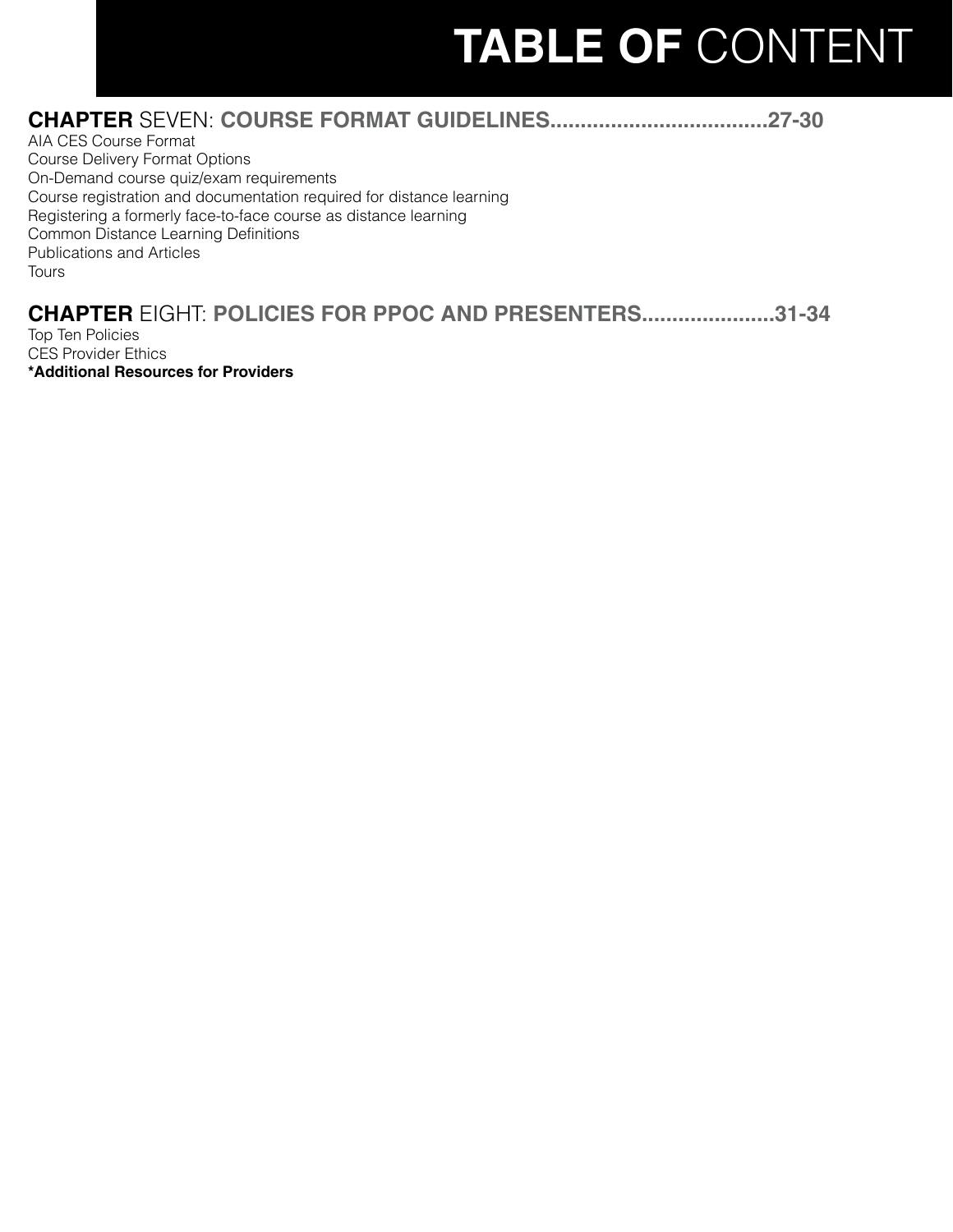# **TABLE OF** CONTENT

## **CHAPTER** SEVEN: **COURSE FORMAT GUIDELINES....................................27-30**

AIA CES Course Format
Course Delivery Format Options
On-Demand course quiz/exam requirements
Course registration and documentation required for distance learning
Registering a formerly face-to-face course as distance learning
Common Distance Learning Definitions
Publications and Articles
Tours

## **CHAPTER** EIGHT: **POLICIES FOR PPOC AND PRESENTERS......................31-34**

Top Ten Policies
CES Provider Ethics
**\*Additional Resources for Providers**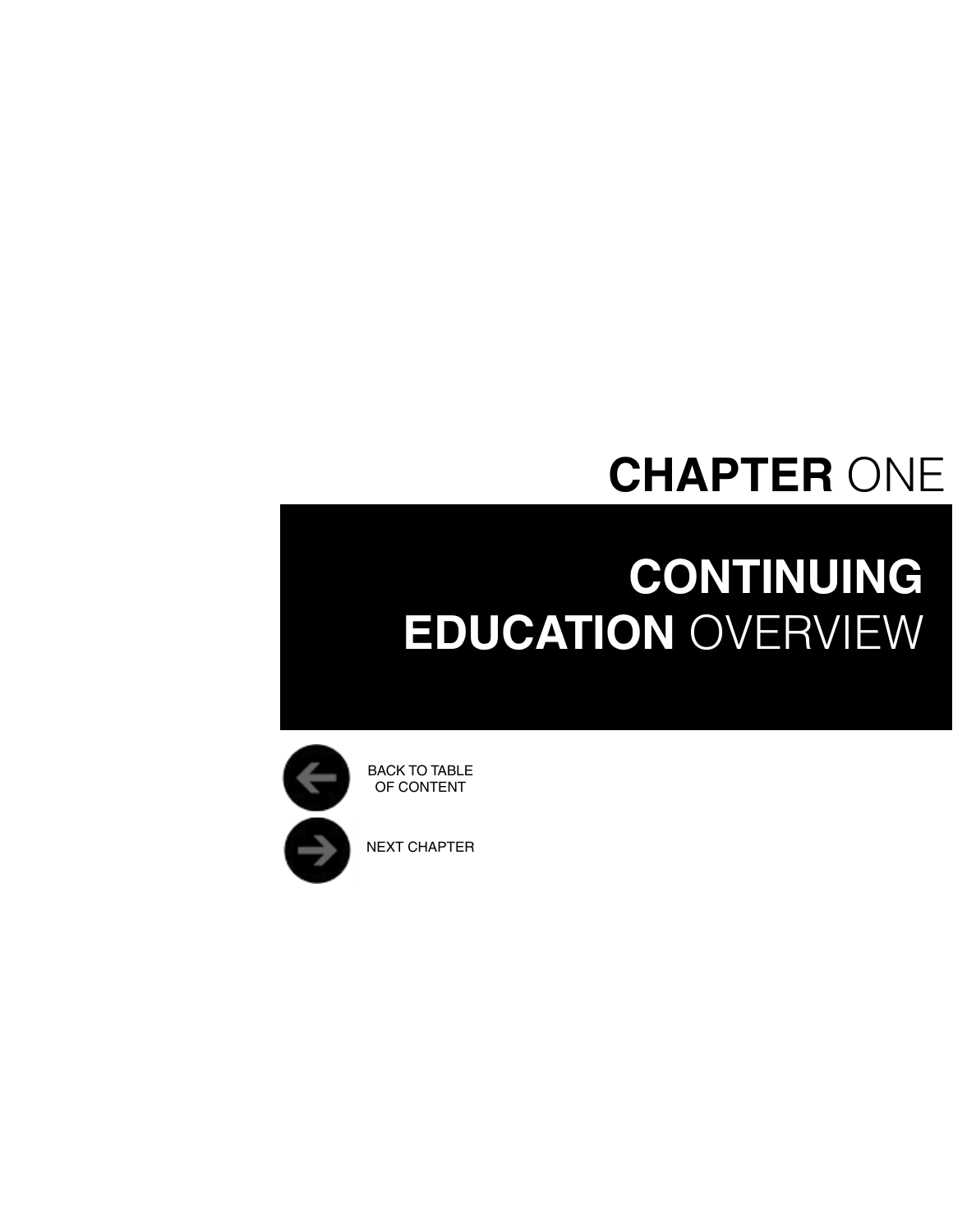# CHAPTER ONE

## CONTINUING EDUCATION OVERVIEW

BACK TO TABLE OF CONTENT

NEXT CHAPTER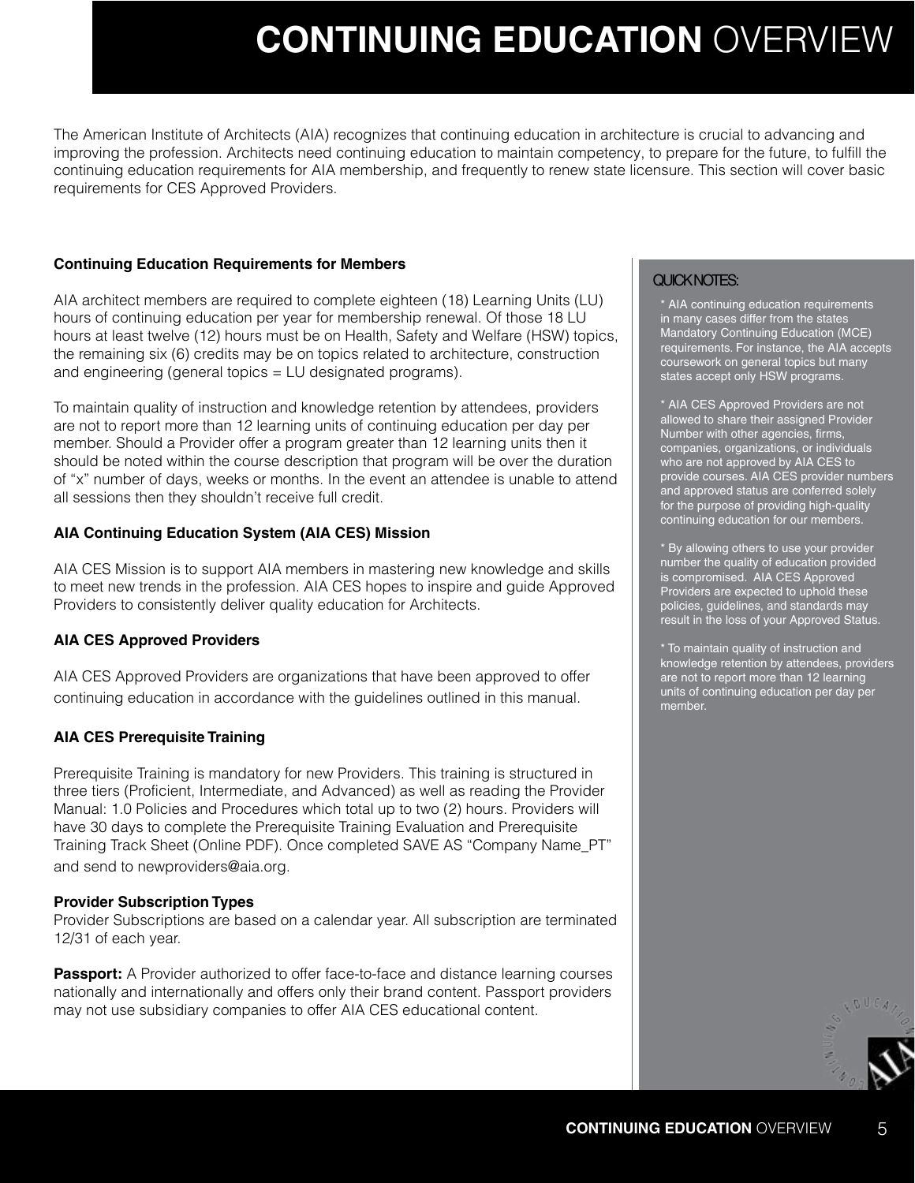# **CONTINUING EDUCATION** OVERVIEW

The American Institute of Architects (AIA) recognizes that continuing education in architecture is crucial to advancing and improving the profession. Architects need continuing education to maintain competency, to prepare for the future, to fulfill the continuing education requirements for AIA membership, and frequently to renew state licensure. This section will cover basic requirements for CES Approved Providers.

**Continuing Education Requirements for Members**

AIA architect members are required to complete eighteen (18) Learning Units (LU) hours of continuing education per year for membership renewal. Of those 18 LU hours at least twelve (12) hours must be on Health, Safety and Welfare (HSW) topics, the remaining six (6) credits may be on topics related to architecture, construction and engineering (general topics = LU designated programs).

To maintain quality of instruction and knowledge retention by attendees, providers are not to report more than 12 learning units of continuing education per day per member. Should a Provider offer a program greater than 12 learning units then it should be noted within the course description that program will be over the duration of "x" number of days, weeks or months. In the event an attendee is unable to attend all sessions then they shouldn't receive full credit.

**AIA Continuing Education System (AIA CES) Mission**

AIA CES Mission is to support AIA members in mastering new knowledge and skills to meet new trends in the profession. AIA CES hopes to inspire and guide Approved Providers to consistently deliver quality education for Architects.

**AIA CES Approved Providers**

AIA CES Approved Providers are organizations that have been approved to offer continuing education in accordance with the guidelines outlined in this manual.

**AIA CES Prerequisite Training**

Prerequisite Training is mandatory for new Providers. This training is structured in three tiers (Proficient, Intermediate, and Advanced) as well as reading the Provider Manual: 1.0 Policies and Procedures which total up to two (2) hours. Providers will have 30 days to complete the Prerequisite Training Evaluation and Prerequisite Training Track Sheet (Online PDF). Once completed SAVE AS "Company Name_PT" and send to newproviders@aia.org.

**Provider Subscription Types**

Provider Subscriptions are based on a calendar year. All subscription are terminated 12/31 of each year.

**Passport:** A Provider authorized to offer face-to-face and distance learning courses nationally and internationally and offers only their brand content. Passport providers may not use subsidiary companies to offer AIA CES educational content.

QUICK NOTES:

* AIA continuing education requirements in many cases differ from the states Mandatory Continuing Education (MCE) requirements. For instance, the AIA accepts coursework on general topics but many states accept only HSW programs.

* AIA CES Approved Providers are not allowed to share their assigned Provider Number with other agencies, firms, companies, organizations, or individuals who are not approved by AIA CES to provide courses. AIA CES provider numbers and approved status are conferred solely for the purpose of providing high-quality continuing education for our members.

* By allowing others to use your provider number the quality of education provided is compromised. AIA CES Approved Providers are expected to uphold these policies, guidelines, and standards may result in the loss of your Approved Status.

* To maintain quality of instruction and knowledge retention by attendees, providers are not to report more than 12 learning units of continuing education per day per member.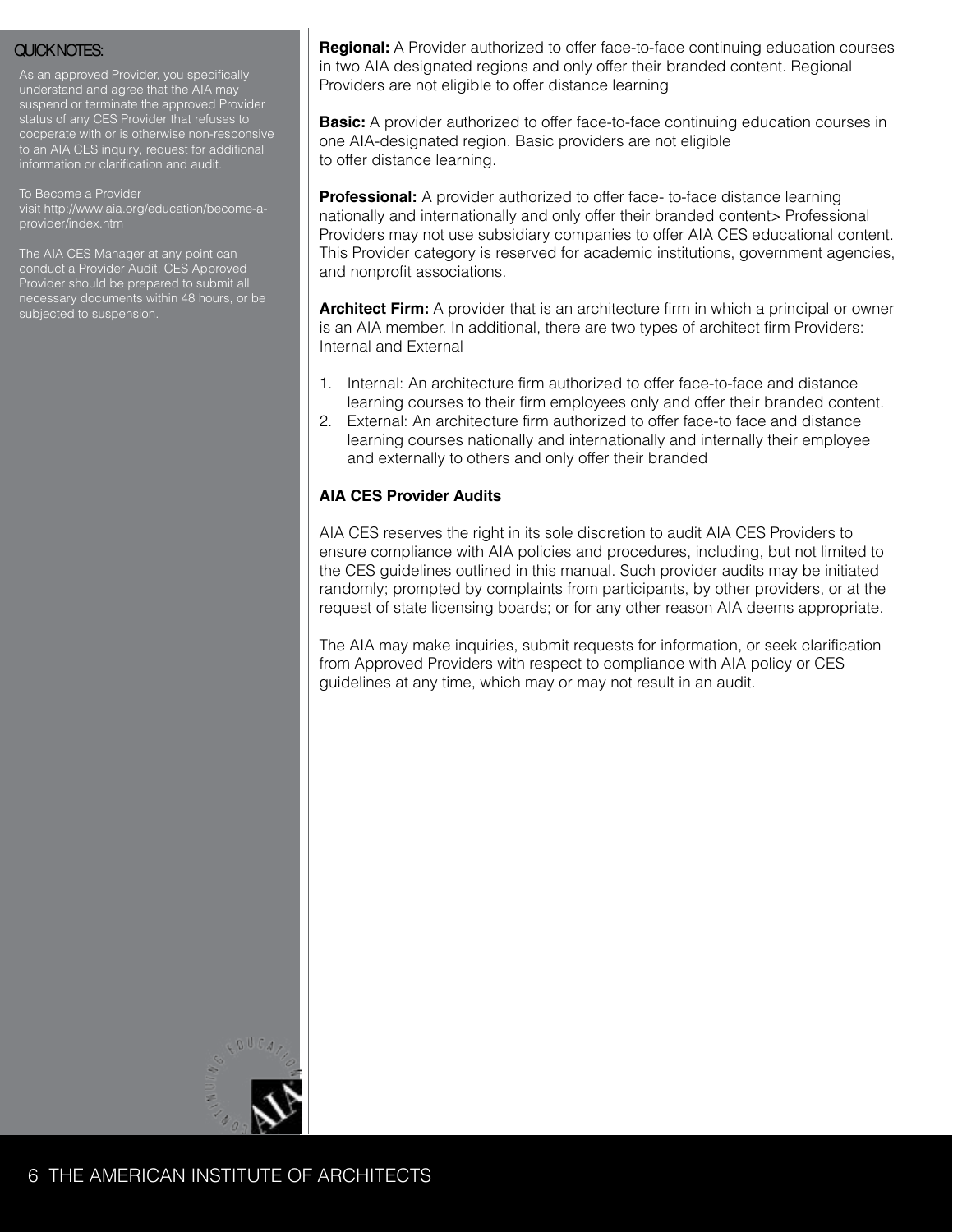QUICK NOTES:

As an approved Provider, you specifically understand and agree that the AIA may suspend or terminate the approved Provider status of any CES Provider that refuses to cooperate with or is otherwise non-responsive to an AIA CES inquiry, request for additional information or clarification and audit.

To Become a Provider
visit http://www.aia.org/education/become-a-provider/index.htm

The AIA CES Manager at any point can conduct a Provider Audit. CES Approved Provider should be prepared to submit all necessary documents within 48 hours, or be subjected to suspension.

**Regional:** A Provider authorized to offer face-to-face continuing education courses in two AIA designated regions and only offer their branded content. Regional Providers are not eligible to offer distance learning

**Basic:** A provider authorized to offer face-to-face continuing education courses in one AIA-designated region. Basic providers are not eligible to offer distance learning.

**Professional:** A provider authorized to offer face- to-face distance learning nationally and internationally and only offer their branded content> Professional Providers may not use subsidiary companies to offer AIA CES educational content. This Provider category is reserved for academic institutions, government agencies, and nonprofit associations.

**Architect Firm:** A provider that is an architecture firm in which a principal or owner is an AIA member. In additional, there are two types of architect firm Providers: Internal and External

1. Internal: An architecture firm authorized to offer face-to-face and distance learning courses to their firm employees only and offer their branded content.
2. External: An architecture firm authorized to offer face-to face and distance learning courses nationally and internationally and internally their employee and externally to others and only offer their branded

**AIA CES Provider Audits**

AIA CES reserves the right in its sole discretion to audit AIA CES Providers to ensure compliance with AIA policies and procedures, including, but not limited to the CES guidelines outlined in this manual. Such provider audits may be initiated randomly; prompted by complaints from participants, by other providers, or at the request of state licensing boards; or for any other reason AIA deems appropriate.

The AIA may make inquiries, submit requests for information, or seek clarification from Approved Providers with respect to compliance with AIA policy or CES guidelines at any time, which may or may not result in an audit.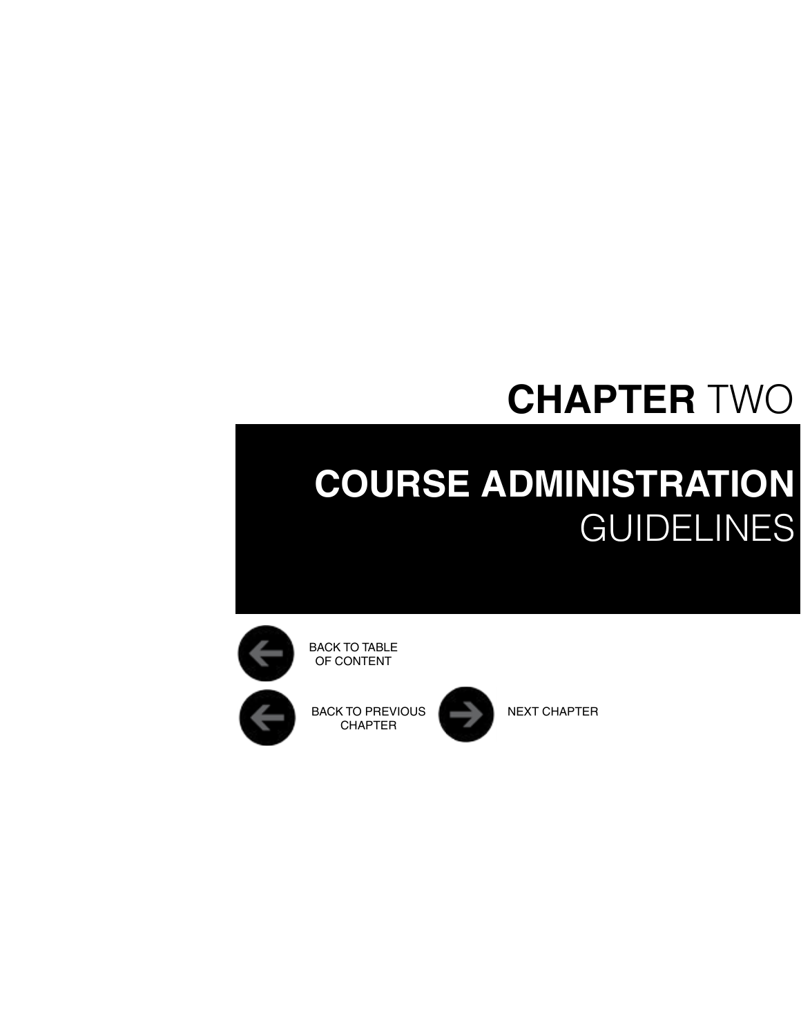# CHAPTER TWO

## COURSE ADMINISTRATION GUIDELINES

BACK TO TABLE OF CONTENT

BACK TO PREVIOUS CHAPTER

NEXT CHAPTER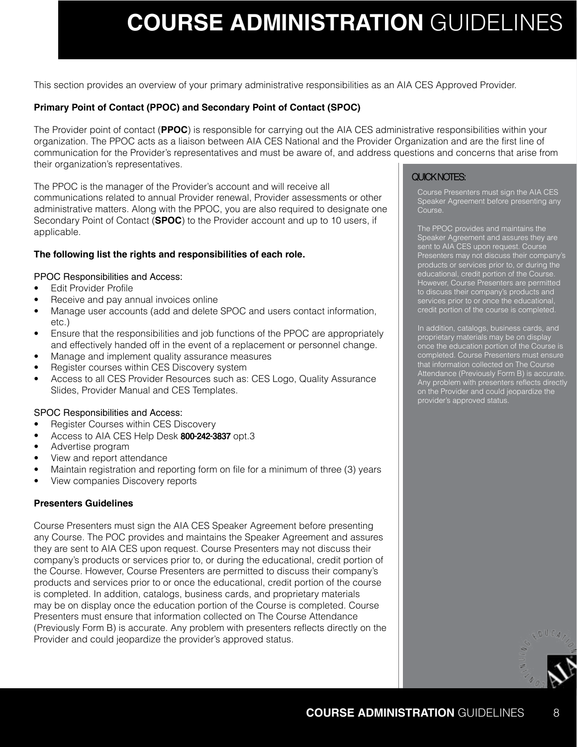# **COURSE ADMINISTRATION** GUIDELINES

This section provides an overview of your primary administrative responsibilities as an AIA CES Approved Provider.

**Primary Point of Contact (PPOC) and Secondary Point of Contact (SPOC)**

The Provider point of contact (**PPOC**) is responsible for carrying out the AIA CES administrative responsibilities within your organization. The PPOC acts as a liaison between AIA CES National and the Provider Organization and are the first line of communication for the Provider's representatives and must be aware of, and address questions and concerns that arise from their organization's representatives.

The PPOC is the manager of the Provider's account and will receive all communications related to annual Provider renewal, Provider assessments or other administrative matters. Along with the PPOC, you are also required to designate one Secondary Point of Contact (**SPOC**) to the Provider account and up to 10 users, if applicable.

**The following list the rights and responsibilities of each role.**

PPOC Responsibilities and Access:

- Edit Provider Profile
- Receive and pay annual invoices online
- Manage user accounts (add and delete SPOC and users contact information, etc.)
- Ensure that the responsibilities and job functions of the PPOC are appropriately and effectively handed off in the event of a replacement or personnel change.
- Manage and implement quality assurance measures
- Register courses within CES Discovery system
- Access to all CES Provider Resources such as: CES Logo, Quality Assurance Slides, Provider Manual and CES Templates.

SPOC Responsibilities and Access:

- Register Courses within CES Discovery
- Access to AIA CES Help Desk **800-242-3837** opt.3
- Advertise program
- View and report attendance
- Maintain registration and reporting form on file for a minimum of three (3) years
- View companies Discovery reports

**Presenters Guidelines**

Course Presenters must sign the AIA CES Speaker Agreement before presenting any Course. The POC provides and maintains the Speaker Agreement and assures they are sent to AIA CES upon request. Course Presenters may not discuss their company's products or services prior to, or during the educational, credit portion of the Course. However, Course Presenters are permitted to discuss their company's products and services prior to or once the educational, credit portion of the course is completed. In addition, catalogs, business cards, and proprietary materials may be on display once the education portion of the Course is completed. Course Presenters must ensure that information collected on The Course Attendance (Previously Form B) is accurate. Any problem with presenters reflects directly on the Provider and could jeopardize the provider's approved status.

QUICK NOTES:

Course Presenters must sign the AIA CES Speaker Agreement before presenting any Course.

The PPOC provides and maintains the Speaker Agreement and assures they are sent to AIA CES upon request. Course Presenters may not discuss their company's products or services prior to, or during the educational, credit portion of the Course. However, Course Presenters are permitted to discuss their company's products and services prior to or once the educational, credit portion of the course is completed.

In addition, catalogs, business cards, and proprietary materials may be on display once the education portion of the Course is completed. Course Presenters must ensure that information collected on The Course Attendance (Previously Form B) is accurate. Any problem with presenters reflects directly on the Provider and could jeopardize the provider's approved status.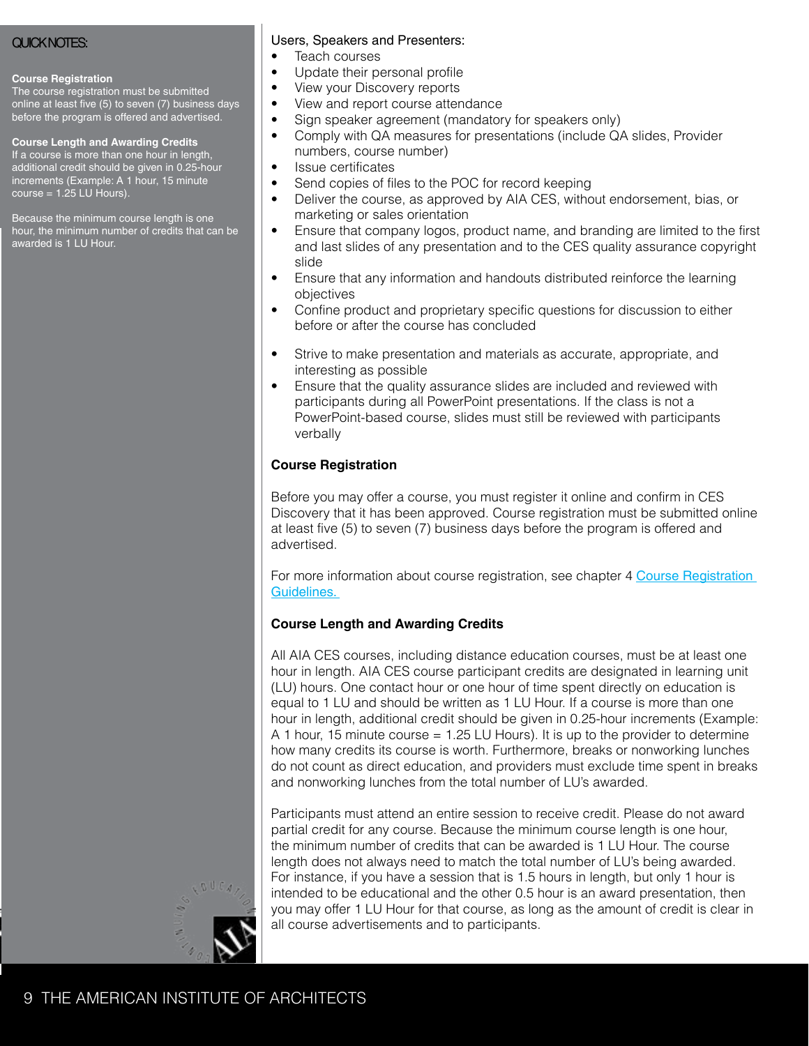QUICK NOTES:

**Course Registration**
The course registration must be submitted online at least five (5) to seven (7) business days before the program is offered and advertised.

**Course Length and Awarding Credits**
If a course is more than one hour in length, additional credit should be given in 0.25-hour increments (Example: A 1 hour, 15 minute course = 1.25 LU Hours).

Because the minimum course length is one hour, the minimum number of credits that can be awarded is 1 LU Hour.

Users, Speakers and Presenters:

- Teach courses
- Update their personal profile
- View your Discovery reports
- View and report course attendance
- Sign speaker agreement (mandatory for speakers only)
- Comply with QA measures for presentations (include QA slides, Provider numbers, course number)
- Issue certificates
- Send copies of files to the POC for record keeping
- Deliver the course, as approved by AIA CES, without endorsement, bias, or marketing or sales orientation
- Ensure that company logos, product name, and branding are limited to the first and last slides of any presentation and to the CES quality assurance copyright slide
- Ensure that any information and handouts distributed reinforce the learning objectives
- Confine product and proprietary specific questions for discussion to either before or after the course has concluded
- Strive to make presentation and materials as accurate, appropriate, and interesting as possible
- Ensure that the quality assurance slides are included and reviewed with participants during all PowerPoint presentations. If the class is not a PowerPoint-based course, slides must still be reviewed with participants verbally

### Course Registration

Before you may offer a course, you must register it online and confirm in CES Discovery that it has been approved. Course registration must be submitted online at least five (5) to seven (7) business days before the program is offered and advertised.

For more information about course registration, see chapter 4 Course Registration Guidelines.

### Course Length and Awarding Credits

All AIA CES courses, including distance education courses, must be at least one hour in length. AIA CES course participant credits are designated in learning unit (LU) hours. One contact hour or one hour of time spent directly on education is equal to 1 LU and should be written as 1 LU Hour. If a course is more than one hour in length, additional credit should be given in 0.25-hour increments (Example: A 1 hour, 15 minute course = 1.25 LU Hours). It is up to the provider to determine how many credits its course is worth. Furthermore, breaks or nonworking lunches do not count as direct education, and providers must exclude time spent in breaks and nonworking lunches from the total number of LU's awarded.

Participants must attend an entire session to receive credit. Please do not award partial credit for any course. Because the minimum course length is one hour, the minimum number of credits that can be awarded is 1 LU Hour. The course length does not always need to match the total number of LU's being awarded. For instance, if you have a session that is 1.5 hours in length, but only 1 hour is intended to be educational and the other 0.5 hour is an award presentation, then you may offer 1 LU Hour for that course, as long as the amount of credit is clear in all course advertisements and to participants.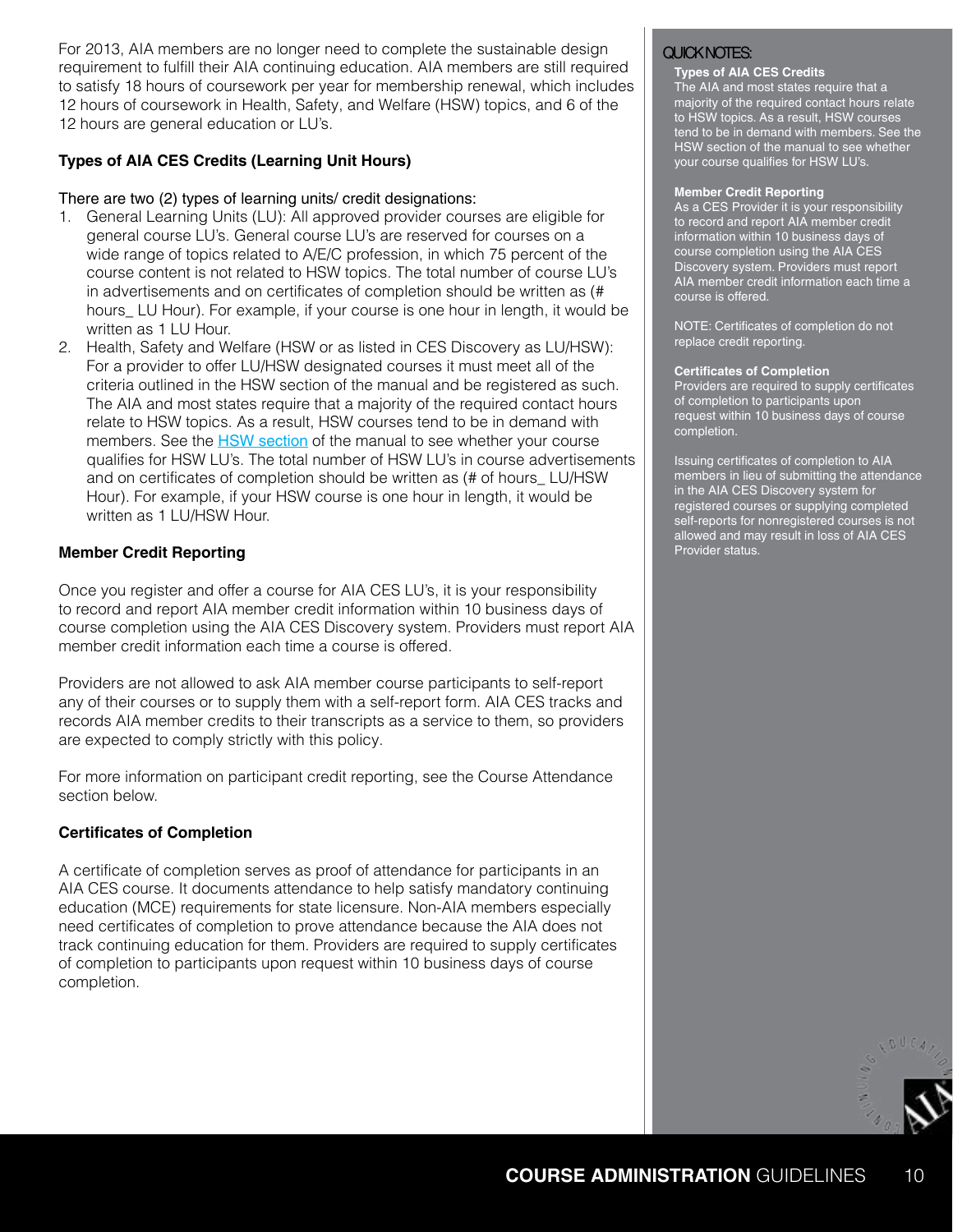For 2013, AIA members are no longer need to complete the sustainable design requirement to fulfill their AIA continuing education. AIA members are still required to satisfy 18 hours of coursework per year for membership renewal, which includes 12 hours of coursework in Health, Safety, and Welfare (HSW) topics, and 6 of the 12 hours are general education or LU's.

**Types of AIA CES Credits (Learning Unit Hours)**

There are two (2) types of learning units/ credit designations:

1. General Learning Units (LU): All approved provider courses are eligible for general course LU's. General course LU's are reserved for courses on a wide range of topics related to A/E/C profession, in which 75 percent of the course content is not related to HSW topics. The total number of course LU's in advertisements and on certificates of completion should be written as (# hours_ LU Hour). For example, if your course is one hour in length, it would be written as 1 LU Hour.
2. Health, Safety and Welfare (HSW or as listed in CES Discovery as LU/HSW): For a provider to offer LU/HSW designated courses it must meet all of the criteria outlined in the HSW section of the manual and be registered as such. The AIA and most states require that a majority of the required contact hours relate to HSW topics. As a result, HSW courses tend to be in demand with members. See the HSW section of the manual to see whether your course qualifies for HSW LU's. The total number of HSW LU's in course advertisements and on certificates of completion should be written as (# of hours_ LU/HSW Hour). For example, if your HSW course is one hour in length, it would be written as 1 LU/HSW Hour.

**Member Credit Reporting**

Once you register and offer a course for AIA CES LU's, it is your responsibility to record and report AIA member credit information within 10 business days of course completion using the AIA CES Discovery system. Providers must report AIA member credit information each time a course is offered.

Providers are not allowed to ask AIA member course participants to self-report any of their courses or to supply them with a self-report form. AIA CES tracks and records AIA member credits to their transcripts as a service to them, so providers are expected to comply strictly with this policy.

For more information on participant credit reporting, see the Course Attendance section below.

**Certificates of Completion**

A certificate of completion serves as proof of attendance for participants in an AIA CES course. It documents attendance to help satisfy mandatory continuing education (MCE) requirements for state licensure. Non-AIA members especially need certificates of completion to prove attendance because the AIA does not track continuing education for them. Providers are required to supply certificates of completion to participants upon request within 10 business days of course completion.

QUICK NOTES:

**Types of AIA CES Credits**
The AIA and most states require that a majority of the required contact hours relate to HSW topics. As a result, HSW courses tend to be in demand with members. See the HSW section of the manual to see whether your course qualifies for HSW LU's.

**Member Credit Reporting**
As a CES Provider it is your responsibility to record and report AIA member credit information within 10 business days of course completion using the AIA CES Discovery system. Providers must report AIA member credit information each time a course is offered.

NOTE: Certificates of completion do not replace credit reporting.

**Certificates of Completion**
Providers are required to supply certificates of completion to participants upon request within 10 business days of course completion.

Issuing certificates of completion to AIA members in lieu of submitting the attendance in the AIA CES Discovery system for registered courses or supplying completed self-reports for nonregistered courses is not allowed and may result in loss of AIA CES Provider status.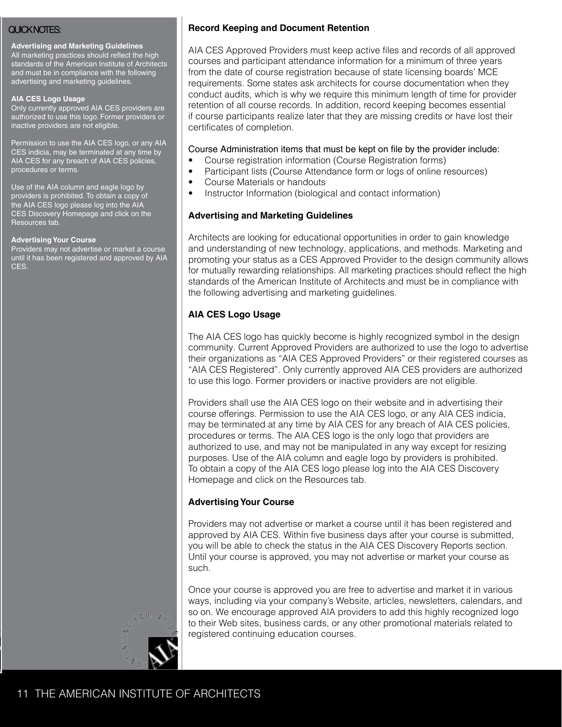QUICK NOTES:

**Advertising and Marketing Guidelines**
All marketing practices should reflect the high standards of the American Institute of Architects and must be in compliance with the following advertising and marketing guidelines.

**AIA CES Logo Usage**
Only currently approved AIA CES providers are authorized to use this logo. Former providers or inactive providers are not eligible.

Permission to use the AIA CES logo, or any AIA CES indicia, may be terminated at any time by AIA CES for any breach of AIA CES policies, procedures or terms.

Use of the AIA column and eagle logo by providers is prohibited. To obtain a copy of the AIA CES logo please log into the AIA CES Discovery Homepage and click on the Resources tab.

**Advertising Your Course**
Providers may not advertise or market a course until it has been registered and approved by AIA CES.

**Record Keeping and Document Retention**

AIA CES Approved Providers must keep active files and records of all approved courses and participant attendance information for a minimum of three years from the date of course registration because of state licensing boards' MCE requirements. Some states ask architects for course documentation when they conduct audits, which is why we require this minimum length of time for provider retention of all course records. In addition, record keeping becomes essential if course participants realize later that they are missing credits or have lost their certificates of completion.

Course Administration items that must be kept on file by the provider include:

- Course registration information (Course Registration forms)
- Participant lists (Course Attendance form or logs of online resources)
- Course Materials or handouts
- Instructor Information (biological and contact information)

**Advertising and Marketing Guidelines**

Architects are looking for educational opportunities in order to gain knowledge and understanding of new technology, applications, and methods. Marketing and promoting your status as a CES Approved Provider to the design community allows for mutually rewarding relationships. All marketing practices should reflect the high standards of the American Institute of Architects and must be in compliance with the following advertising and marketing guidelines.

**AIA CES Logo Usage**

The AIA CES logo has quickly become is highly recognized symbol in the design community. Current Approved Providers are authorized to use the logo to advertise their organizations as "AIA CES Approved Providers" or their registered courses as "AIA CES Registered". Only currently approved AIA CES providers are authorized to use this logo. Former providers or inactive providers are not eligible.

Providers shall use the AIA CES logo on their website and in advertising their course offerings. Permission to use the AIA CES logo, or any AIA CES indicia, may be terminated at any time by AIA CES for any breach of AIA CES policies, procedures or terms. The AIA CES logo is the only logo that providers are authorized to use, and may not be manipulated in any way except for resizing purposes. Use of the AIA column and eagle logo by providers is prohibited. To obtain a copy of the AIA CES logo please log into the AIA CES Discovery Homepage and click on the Resources tab.

**Advertising Your Course**

Providers may not advertise or market a course until it has been registered and approved by AIA CES. Within five business days after your course is submitted, you will be able to check the status in the AIA CES Discovery Reports section. Until your course is approved, you may not advertise or market your course as such.

Once your course is approved you are free to advertise and market it in various ways, including via your company's Website, articles, newsletters, calendars, and so on. We encourage approved AIA providers to add this highly recognized logo to their Web sites, business cards, or any other promotional materials related to registered continuing education courses.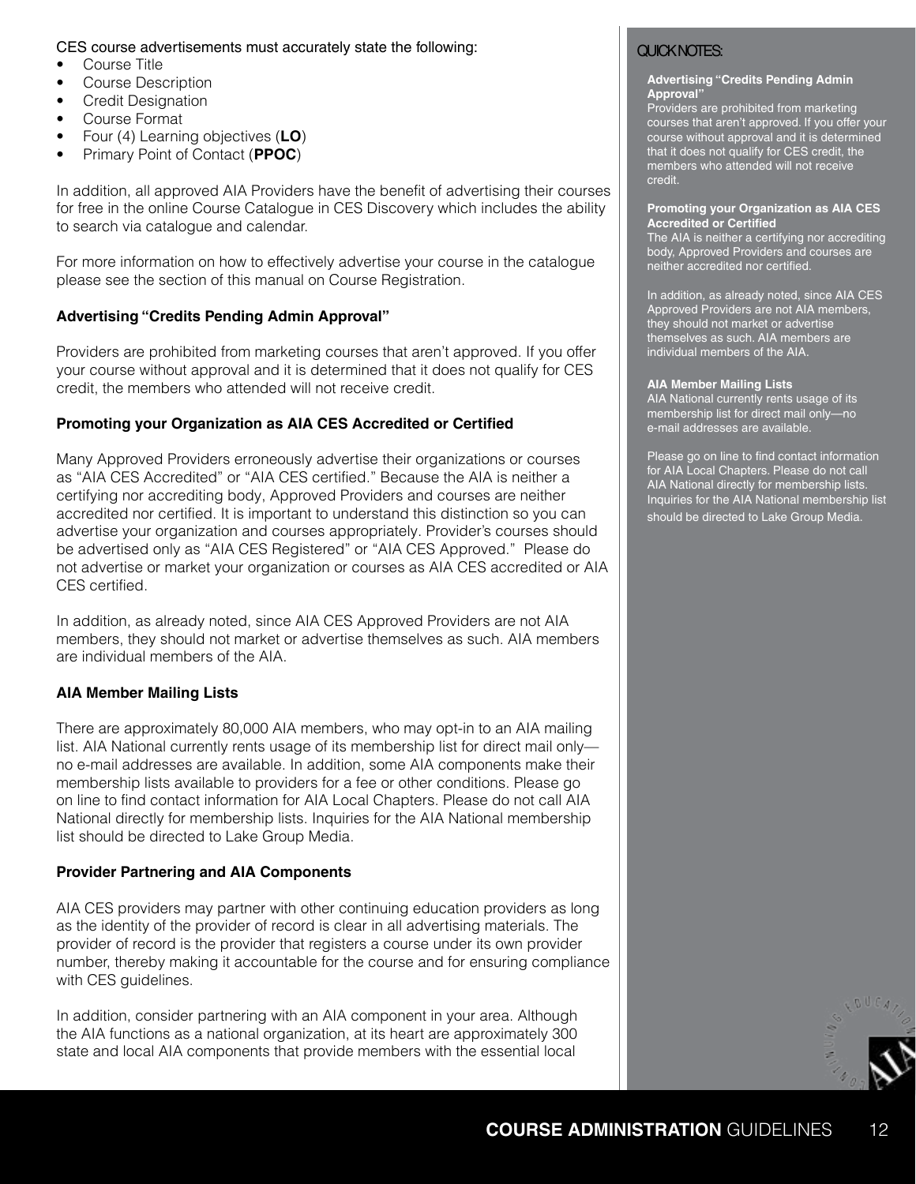CES course advertisements must accurately state the following:

- Course Title
- Course Description
- Credit Designation
- Course Format
- Four (4) Learning objectives (**LO**)
- Primary Point of Contact (**PPOC**)

In addition, all approved AIA Providers have the benefit of advertising their courses for free in the online Course Catalogue in CES Discovery which includes the ability to search via catalogue and calendar.

For more information on how to effectively advertise your course in the catalogue please see the section of this manual on Course Registration.

**Advertising "Credits Pending Admin Approval"**

Providers are prohibited from marketing courses that aren't approved. If you offer your course without approval and it is determined that it does not qualify for CES credit, the members who attended will not receive credit.

**Promoting your Organization as AIA CES Accredited or Certified**

Many Approved Providers erroneously advertise their organizations or courses as "AIA CES Accredited" or "AIA CES certified." Because the AIA is neither a certifying nor accrediting body, Approved Providers and courses are neither accredited nor certified. It is important to understand this distinction so you can advertise your organization and courses appropriately. Provider's courses should be advertised only as "AIA CES Registered" or "AIA CES Approved." Please do not advertise or market your organization or courses as AIA CES accredited or AIA CES certified.

In addition, as already noted, since AIA CES Approved Providers are not AIA members, they should not market or advertise themselves as such. AIA members are individual members of the AIA.

**AIA Member Mailing Lists**

There are approximately 80,000 AIA members, who may opt-in to an AIA mailing list. AIA National currently rents usage of its membership list for direct mail only—no e-mail addresses are available. In addition, some AIA components make their membership lists available to providers for a fee or other conditions. Please go on line to find contact information for AIA Local Chapters. Please do not call AIA National directly for membership lists. Inquiries for the AIA National membership list should be directed to Lake Group Media.

**Provider Partnering and AIA Components**

AIA CES providers may partner with other continuing education providers as long as the identity of the provider of record is clear in all advertising materials. The provider of record is the provider that registers a course under its own provider number, thereby making it accountable for the course and for ensuring compliance with CES guidelines.

In addition, consider partnering with an AIA component in your area. Although the AIA functions as a national organization, at its heart are approximately 300 state and local AIA components that provide members with the essential local

QUICK NOTES:

**Advertising "Credits Pending Admin Approval"**
Providers are prohibited from marketing courses that aren't approved. If you offer your course without approval and it is determined that it does not qualify for CES credit, the members who attended will not receive credit.

**Promoting your Organization as AIA CES Accredited or Certified**
The AIA is neither a certifying nor accrediting body, Approved Providers and courses are neither accredited nor certified.

In addition, as already noted, since AIA CES Approved Providers are not AIA members, they should not market or advertise themselves as such. AIA members are individual members of the AIA.

**AIA Member Mailing Lists**
AIA National currently rents usage of its membership list for direct mail only—no e-mail addresses are available.

Please go on line to find contact information for AIA Local Chapters. Please do not call AIA National directly for membership lists. Inquiries for the AIA National membership list should be directed to Lake Group Media.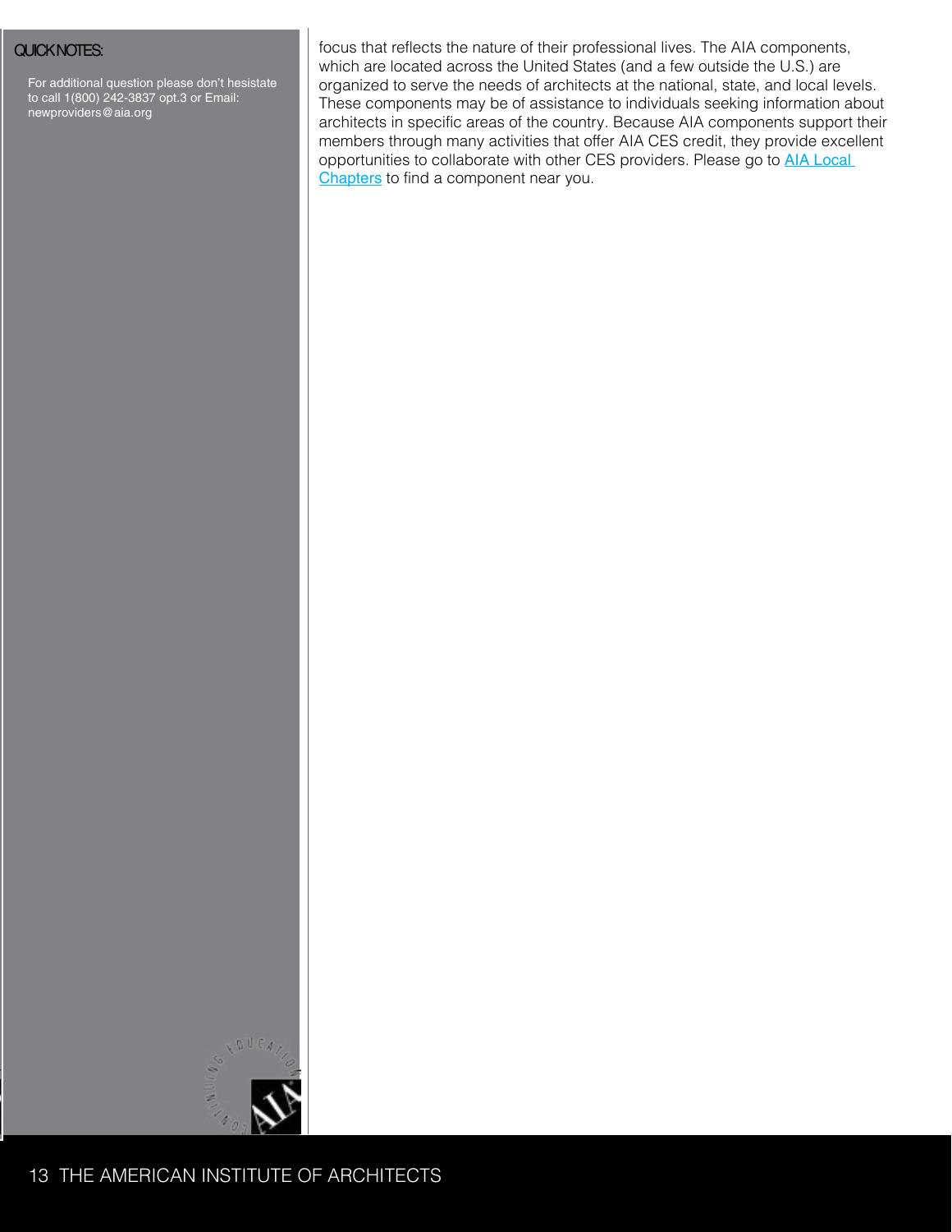QUICK NOTES:

For additional question please don't hesistate to call 1(800) 242-3837 opt.3 or Email: newproviders@aia.org

focus that reflects the nature of their professional lives. The AIA components, which are located across the United States (and a few outside the U.S.) are organized to serve the needs of architects at the national, state, and local levels. These components may be of assistance to individuals seeking information about architects in specific areas of the country. Because AIA components support their members through many activities that offer AIA CES credit, they provide excellent opportunities to collaborate with other CES providers. Please go to AIA Local Chapters to find a component near you.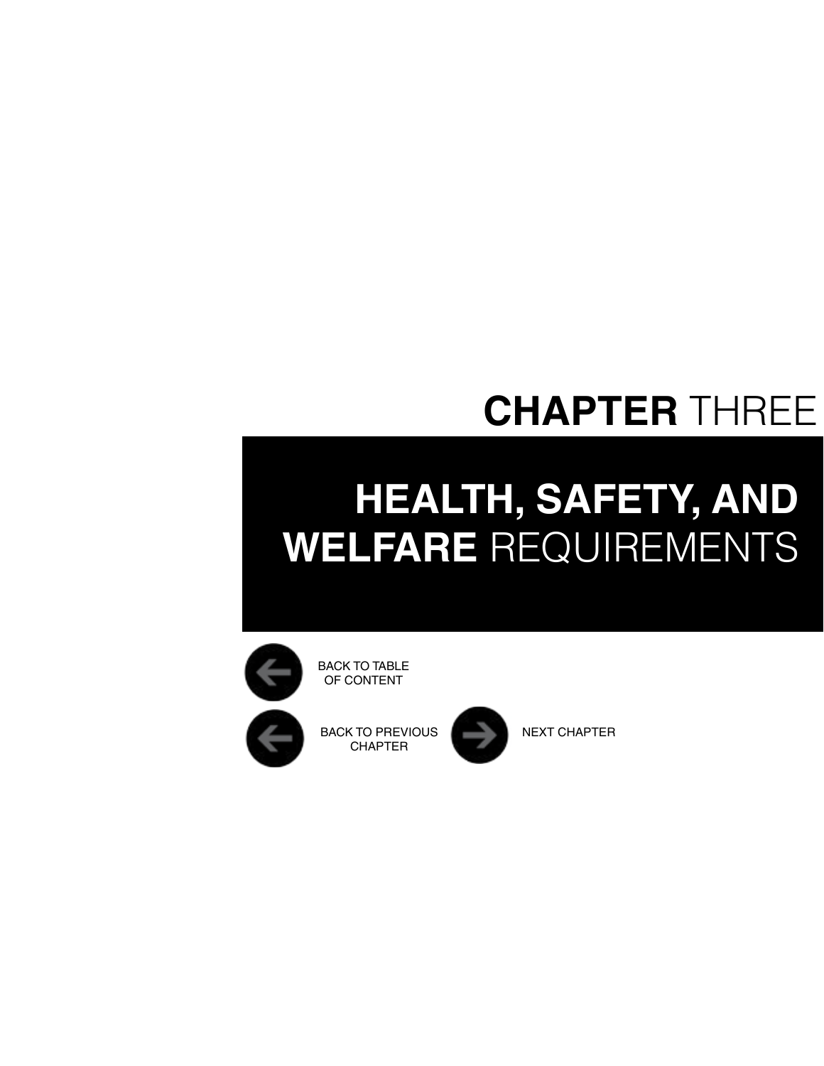# CHAPTER THREE

# HEALTH, SAFETY, AND WELFARE REQUIREMENTS

BACK TO TABLE OF CONTENT

BACK TO PREVIOUS CHAPTER

NEXT CHAPTER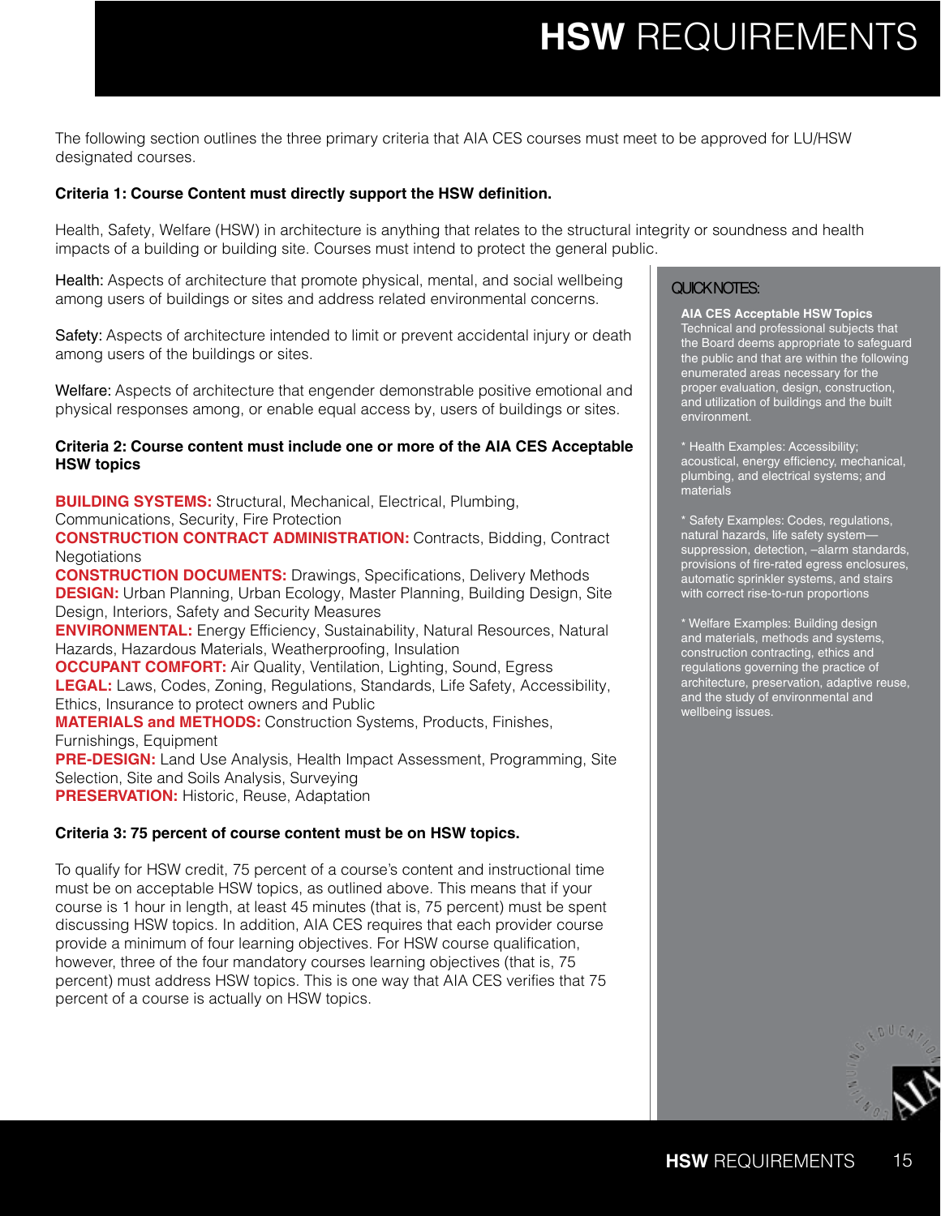# **HSW** REQUIREMENTS

The following section outlines the three primary criteria that AIA CES courses must meet to be approved for LU/HSW designated courses.

**Criteria 1: Course Content must directly support the HSW definition.**

Health, Safety, Welfare (HSW) in architecture is anything that relates to the structural integrity or soundness and health impacts of a building or building site. Courses must intend to protect the general public.

Health: Aspects of architecture that promote physical, mental, and social wellbeing among users of buildings or sites and address related environmental concerns.

Safety: Aspects of architecture intended to limit or prevent accidental injury or death among users of the buildings or sites.

Welfare: Aspects of architecture that engender demonstrable positive emotional and physical responses among, or enable equal access by, users of buildings or sites.

**Criteria 2: Course content must include one or more of the AIA CES Acceptable HSW topics**

**BUILDING SYSTEMS:** Structural, Mechanical, Electrical, Plumbing, Communications, Security, Fire Protection
**CONSTRUCTION CONTRACT ADMINISTRATION:** Contracts, Bidding, Contract Negotiations
**CONSTRUCTION DOCUMENTS:** Drawings, Specifications, Delivery Methods
**DESIGN:** Urban Planning, Urban Ecology, Master Planning, Building Design, Site Design, Interiors, Safety and Security Measures
**ENVIRONMENTAL:** Energy Efficiency, Sustainability, Natural Resources, Natural Hazards, Hazardous Materials, Weatherproofing, Insulation
**OCCUPANT COMFORT:** Air Quality, Ventilation, Lighting, Sound, Egress
**LEGAL:** Laws, Codes, Zoning, Regulations, Standards, Life Safety, Accessibility, Ethics, Insurance to protect owners and Public
**MATERIALS and METHODS:** Construction Systems, Products, Finishes, Furnishings, Equipment
**PRE-DESIGN:** Land Use Analysis, Health Impact Assessment, Programming, Site Selection, Site and Soils Analysis, Surveying
**PRESERVATION:** Historic, Reuse, Adaptation

**Criteria 3: 75 percent of course content must be on HSW topics.**

To qualify for HSW credit, 75 percent of a course's content and instructional time must be on acceptable HSW topics, as outlined above. This means that if your course is 1 hour in length, at least 45 minutes (that is, 75 percent) must be spent discussing HSW topics. In addition, AIA CES requires that each provider course provide a minimum of four learning objectives. For HSW course qualification, however, three of the four mandatory courses learning objectives (that is, 75 percent) must address HSW topics. This is one way that AIA CES verifies that 75 percent of a course is actually on HSW topics.

QUICK NOTES:

**AIA CES Acceptable HSW Topics**
Technical and professional subjects that the Board deems appropriate to safeguard the public and that are within the following enumerated areas necessary for the proper evaluation, design, construction, and utilization of buildings and the built environment.

* Health Examples: Accessibility; acoustical, energy efficiency, mechanical, plumbing, and electrical systems; and materials

* Safety Examples: Codes, regulations, natural hazards, life safety system—suppression, detection, –alarm standards, provisions of fire-rated egress enclosures, automatic sprinkler systems, and stairs with correct rise-to-run proportions

* Welfare Examples: Building design and materials, methods and systems, construction contracting, ethics and regulations governing the practice of architecture, preservation, adaptive reuse, and the study of environmental and wellbeing issues.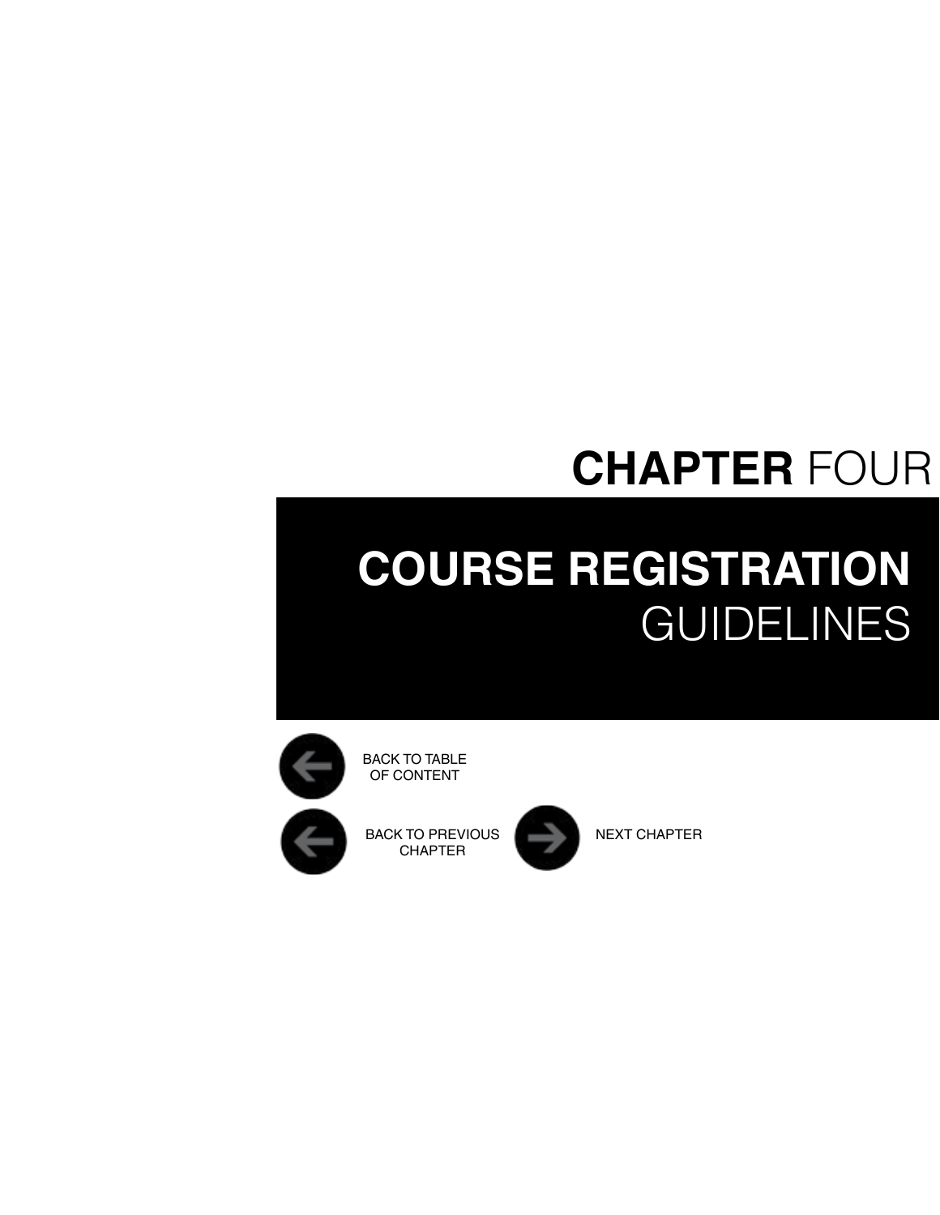# CHAPTER FOUR

## COURSE REGISTRATION GUIDELINES

BACK TO TABLE OF CONTENT

BACK TO PREVIOUS CHAPTER

NEXT CHAPTER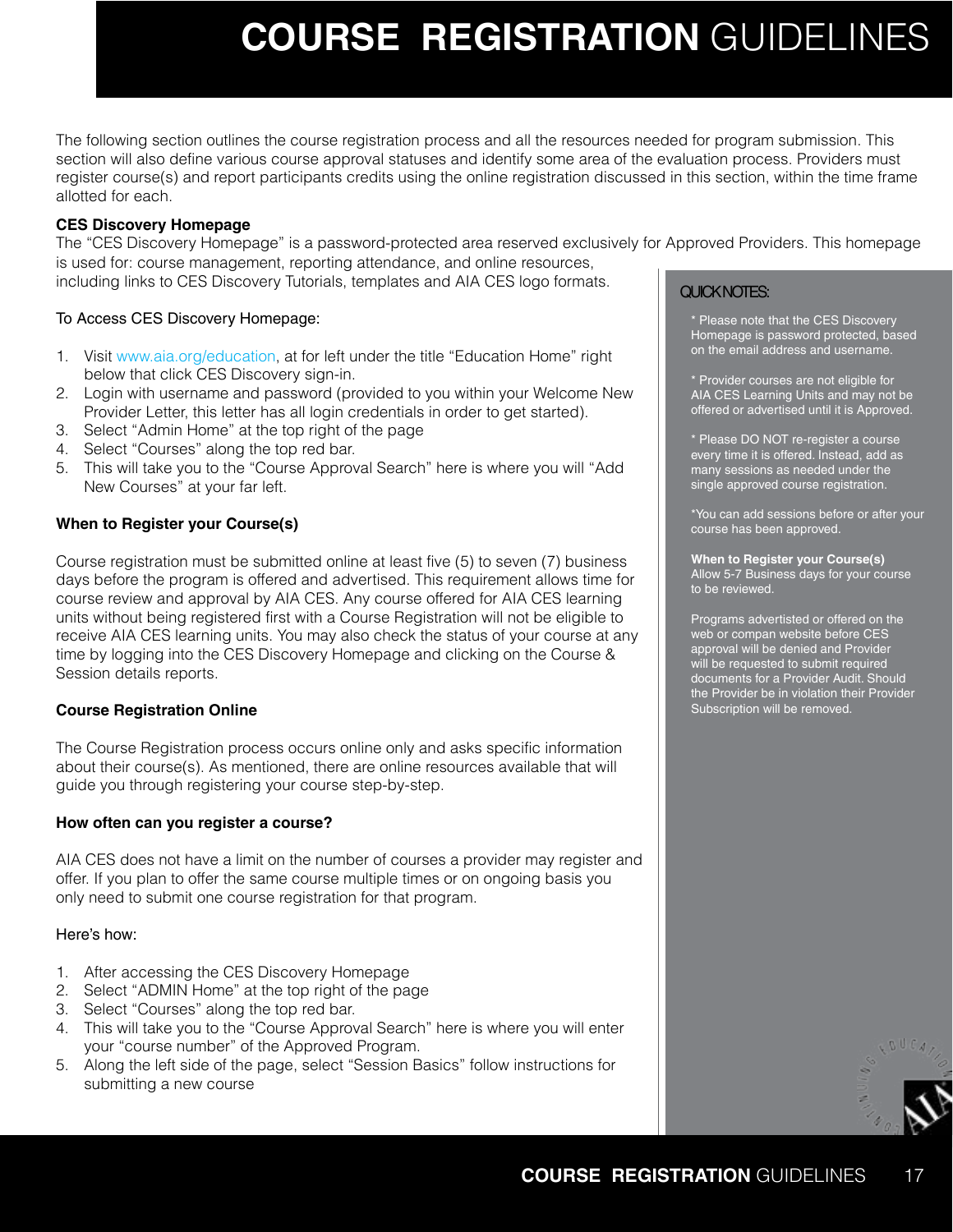# **COURSE REGISTRATION** GUIDELINES

The following section outlines the course registration process and all the resources needed for program submission. This section will also define various course approval statuses and identify some area of the evaluation process. Providers must register course(s) and report participants credits using the online registration discussed in this section, within the time frame allotted for each.

**CES Discovery Homepage**

The "CES Discovery Homepage" is a password-protected area reserved exclusively for Approved Providers. This homepage is used for: course management, reporting attendance, and online resources, including links to CES Discovery Tutorials, templates and AIA CES logo formats.

To Access CES Discovery Homepage:

1. Visit www.aia.org/education, at for left under the title "Education Home" right below that click CES Discovery sign-in.
2. Login with username and password (provided to you within your Welcome New Provider Letter, this letter has all login credentials in order to get started).
3. Select "Admin Home" at the top right of the page
4. Select "Courses" along the top red bar.
5. This will take you to the "Course Approval Search" here is where you will "Add New Courses" at your far left.

**When to Register your Course(s)**

Course registration must be submitted online at least five (5) to seven (7) business days before the program is offered and advertised. This requirement allows time for course review and approval by AIA CES. Any course offered for AIA CES learning units without being registered first with a Course Registration will not be eligible to receive AIA CES learning units. You may also check the status of your course at any time by logging into the CES Discovery Homepage and clicking on the Course & Session details reports.

**Course Registration Online**

The Course Registration process occurs online only and asks specific information about their course(s). As mentioned, there are online resources available that will guide you through registering your course step-by-step.

**How often can you register a course?**

AIA CES does not have a limit on the number of courses a provider may register and offer. If you plan to offer the same course multiple times or on ongoing basis you only need to submit one course registration for that program.

Here's how:

1. After accessing the CES Discovery Homepage
2. Select "ADMIN Home" at the top right of the page
3. Select "Courses" along the top red bar.
4. This will take you to the "Course Approval Search" here is where you will enter your "course number" of the Approved Program.
5. Along the left side of the page, select "Session Basics" follow instructions for submitting a new course

QUICK NOTES:

* Please note that the CES Discovery Homepage is password protected, based on the email address and username.

* Provider courses are not eligible for AIA CES Learning Units and may not be offered or advertised until it is Approved.

* Please DO NOT re-register a course every time it is offered. Instead, add as many sessions as needed under the single approved course registration.

*You can add sessions before or after your course has been approved.

**When to Register your Course(s)**
Allow 5-7 Business days for your course to be reviewed.

Programs advertisted or offered on the web or compan website before CES approval will be denied and Provider will be requested to submit required documents for a Provider Audit. Should the Provider be in violation their Provider Subscription will be removed.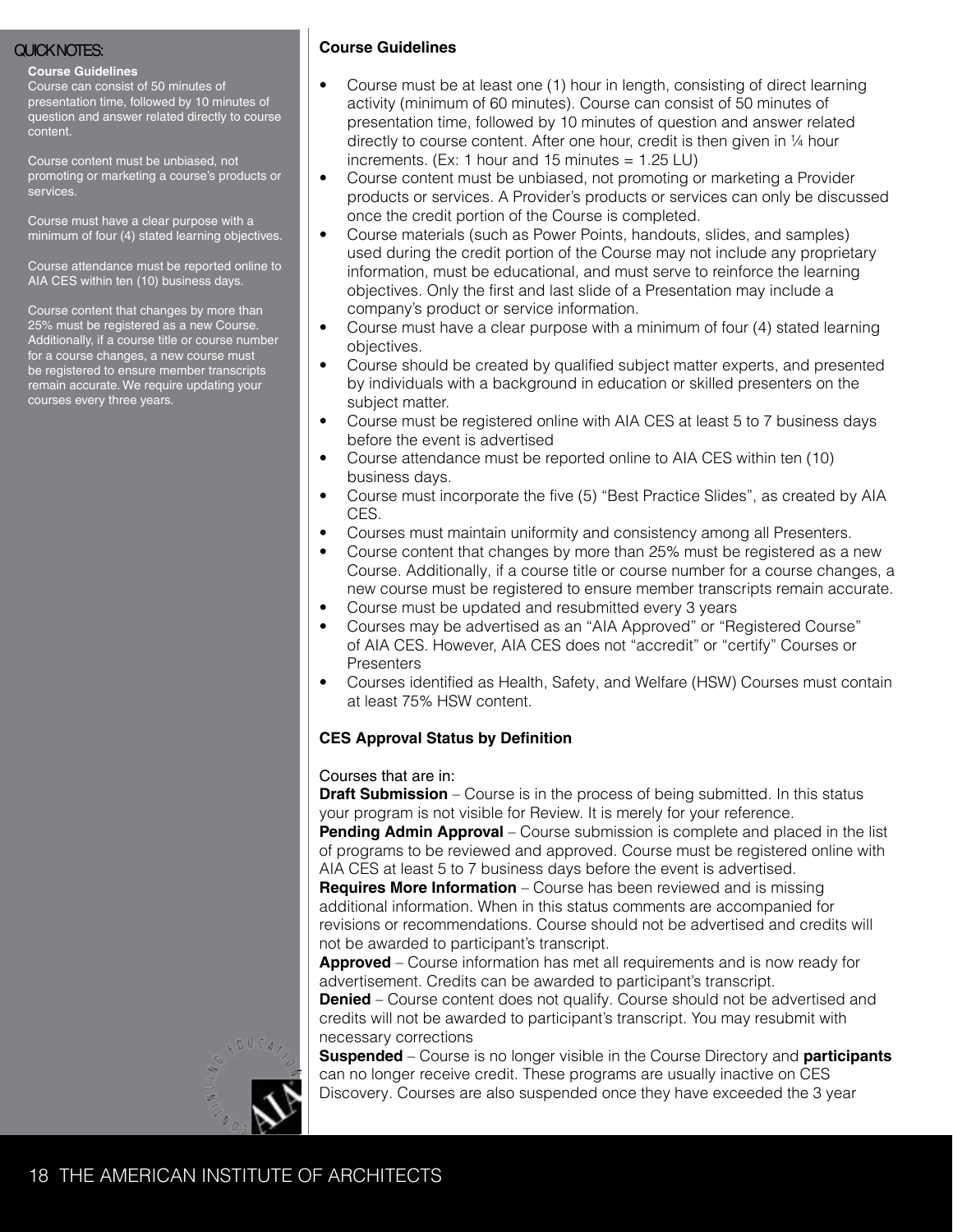QUICK NOTES:

**Course Guidelines**
Course can consist of 50 minutes of presentation time, followed by 10 minutes of question and answer related directly to course content.

Course content must be unbiased, not promoting or marketing a course's products or services.

Course must have a clear purpose with a minimum of four (4) stated learning objectives.

Course attendance must be reported online to AIA CES within ten (10) business days.

Course content that changes by more than 25% must be registered as a new Course. Additionally, if a course title or course number for a course changes, a new course must be registered to ensure member transcripts remain accurate. We require updating your courses every three years.

**Course Guidelines**

- Course must be at least one (1) hour in length, consisting of direct learning activity (minimum of 60 minutes). Course can consist of 50 minutes of presentation time, followed by 10 minutes of question and answer related directly to course content. After one hour, credit is then given in ¼ hour increments. (Ex: 1 hour and 15 minutes = 1.25 LU)
- Course content must be unbiased, not promoting or marketing a Provider products or services. A Provider's products or services can only be discussed once the credit portion of the Course is completed.
- Course materials (such as Power Points, handouts, slides, and samples) used during the credit portion of the Course may not include any proprietary information, must be educational, and must serve to reinforce the learning objectives. Only the first and last slide of a Presentation may include a company's product or service information.
- Course must have a clear purpose with a minimum of four (4) stated learning objectives.
- Course should be created by qualified subject matter experts, and presented by individuals with a background in education or skilled presenters on the subject matter.
- Course must be registered online with AIA CES at least 5 to 7 business days before the event is advertised
- Course attendance must be reported online to AIA CES within ten (10) business days.
- Course must incorporate the five (5) "Best Practice Slides", as created by AIA CES.
- Courses must maintain uniformity and consistency among all Presenters.
- Course content that changes by more than 25% must be registered as a new Course. Additionally, if a course title or course number for a course changes, a new course must be registered to ensure member transcripts remain accurate.
- Course must be updated and resubmitted every 3 years
- Courses may be advertised as an "AIA Approved" or "Registered Course" of AIA CES. However, AIA CES does not "accredit" or "certify" Courses or Presenters
- Courses identified as Health, Safety, and Welfare (HSW) Courses must contain at least 75% HSW content.

**CES Approval Status by Definition**

Courses that are in:
**Draft Submission** – Course is in the process of being submitted. In this status your program is not visible for Review. It is merely for your reference.
**Pending Admin Approval** – Course submission is complete and placed in the list of programs to be reviewed and approved. Course must be registered online with AIA CES at least 5 to 7 business days before the event is advertised.
**Requires More Information** – Course has been reviewed and is missing additional information. When in this status comments are accompanied for revisions or recommendations. Course should not be advertised and credits will not be awarded to participant's transcript.
**Approved** – Course information has met all requirements and is now ready for advertisement. Credits can be awarded to participant's transcript.
**Denied** – Course content does not qualify. Course should not be advertised and credits will not be awarded to participant's transcript. You may resubmit with necessary corrections
**Suspended** – Course is no longer visible in the Course Directory and **participants** can no longer receive credit. These programs are usually inactive on CES Discovery. Courses are also suspended once they have exceeded the 3 year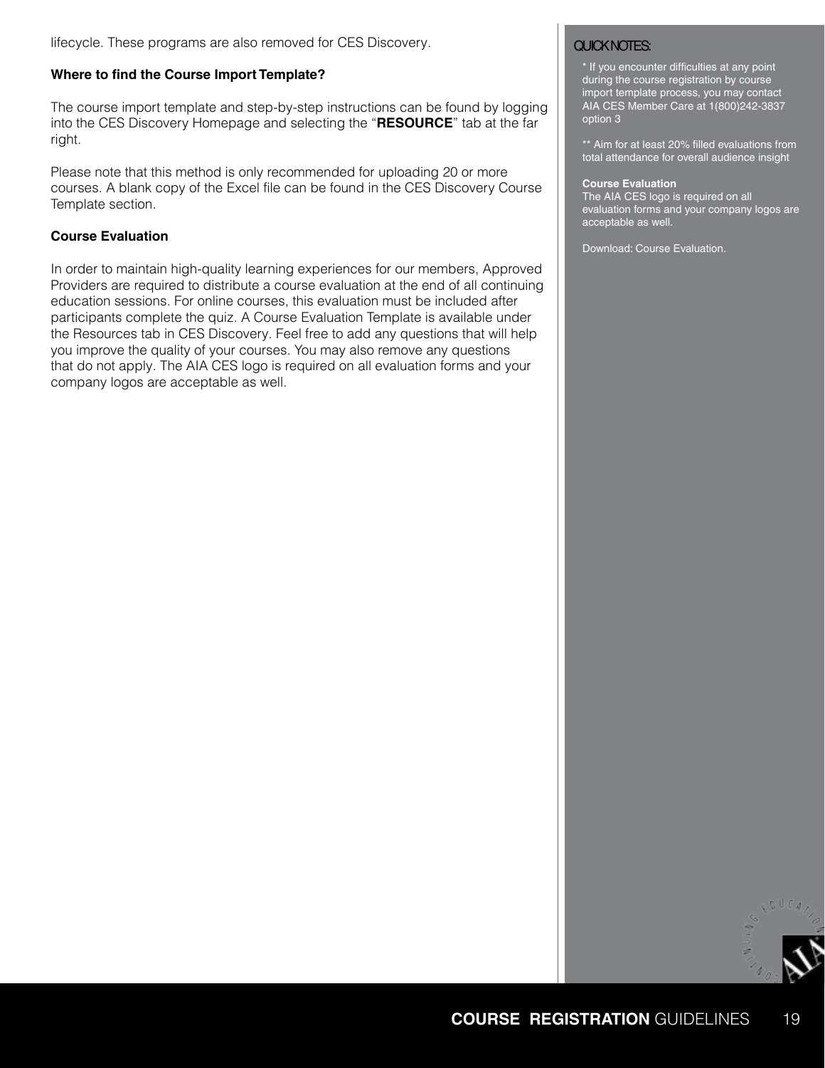lifecycle. These programs are also removed for CES Discovery.

**Where to find the Course Import Template?**

The course import template and step-by-step instructions can be found by logging into the CES Discovery Homepage and selecting the "**RESOURCE**" tab at the far right.

Please note that this method is only recommended for uploading 20 or more courses. A blank copy of the Excel file can be found in the CES Discovery Course Template section.

**Course Evaluation**

In order to maintain high-quality learning experiences for our members, Approved Providers are required to distribute a course evaluation at the end of all continuing education sessions. For online courses, this evaluation must be included after participants complete the quiz. A Course Evaluation Template is available under the Resources tab in CES Discovery. Feel free to add any questions that will help you improve the quality of your courses. You may also remove any questions that do not apply. The AIA CES logo is required on all evaluation forms and your company logos are acceptable as well.

QUICK NOTES:

* If you encounter difficulties at any point during the course registration by course import template process, you may contact AIA CES Member Care at 1(800)242-3837 option 3

** Aim for at least 20% filled evaluations from total attendance for overall audience insight

**Course Evaluation**
The AIA CES logo is required on all evaluation forms and your company logos are acceptable as well.

Download: Course Evaluation.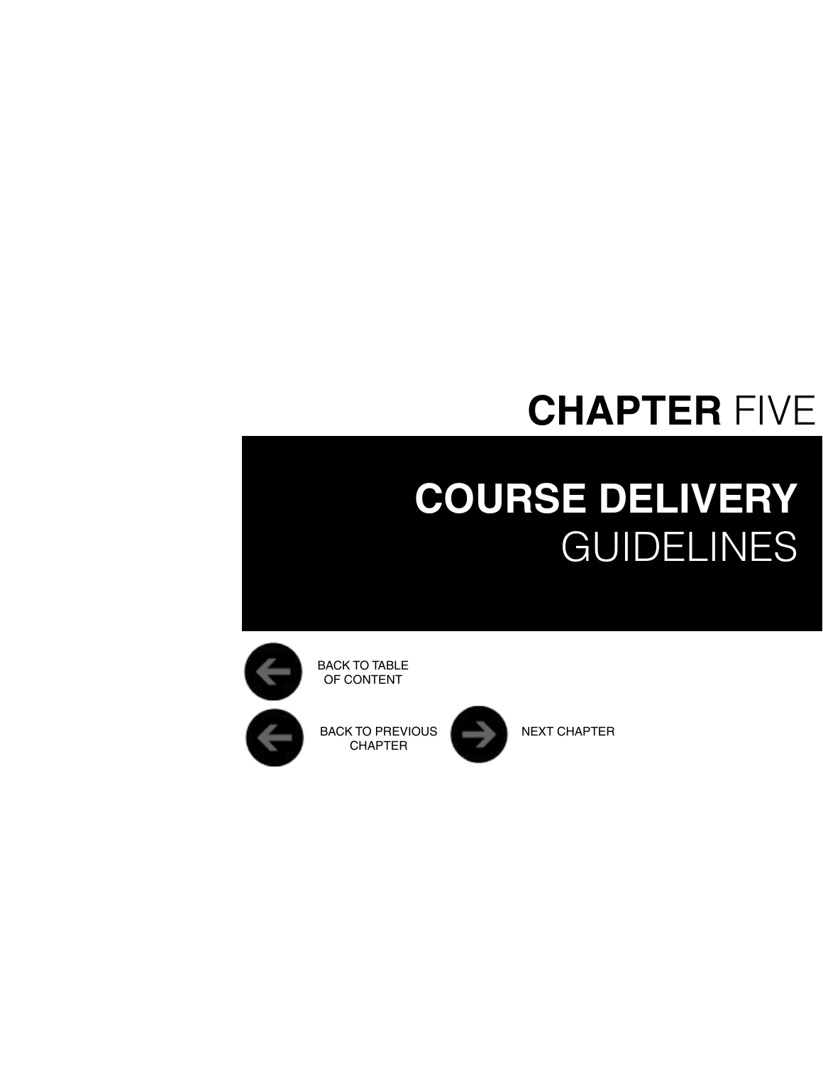# CHAPTER FIVE

## COURSE DELIVERY GUIDELINES

BACK TO TABLE OF CONTENT

BACK TO PREVIOUS CHAPTER

NEXT CHAPTER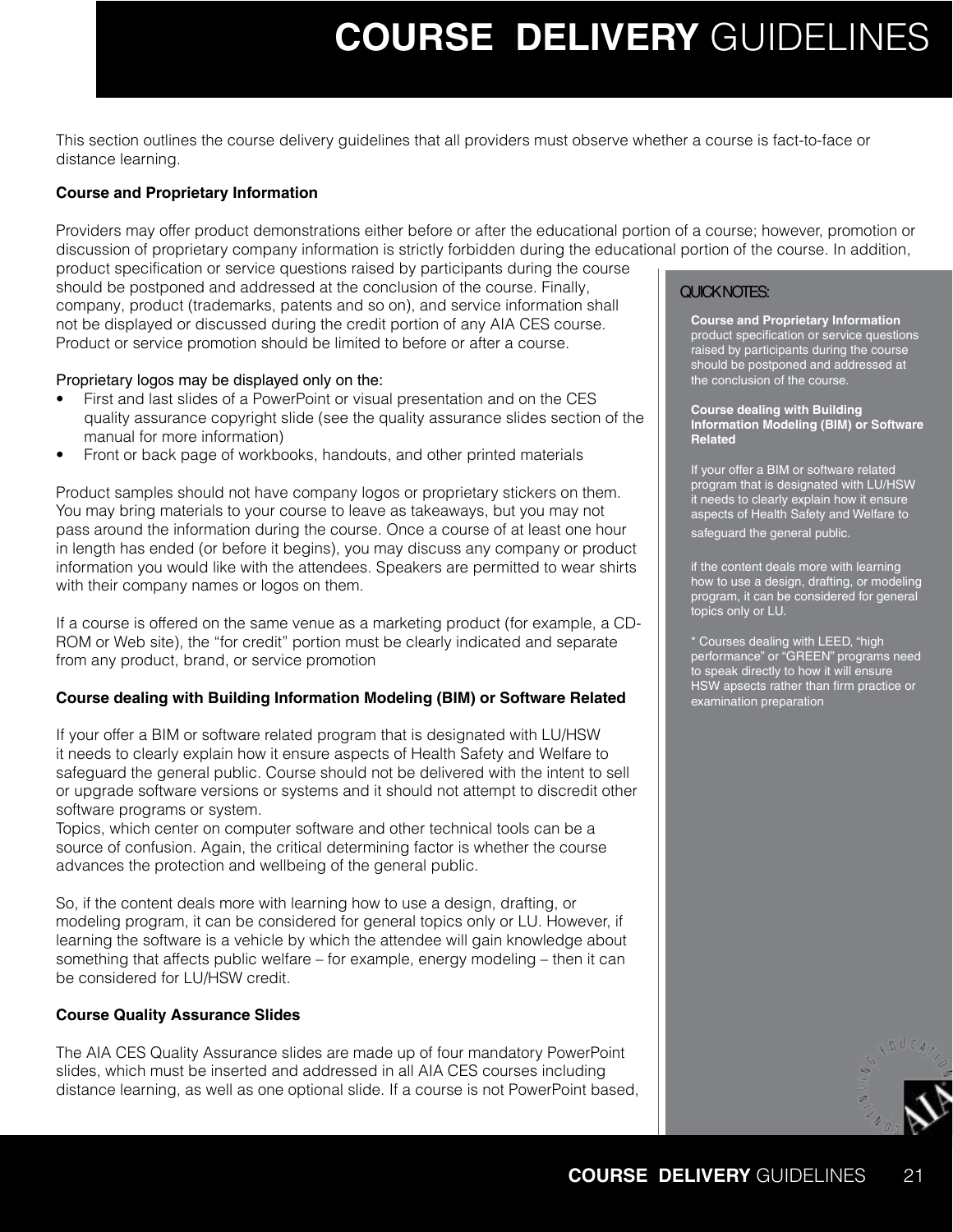# **COURSE DELIVERY** GUIDELINES

This section outlines the course delivery guidelines that all providers must observe whether a course is fact-to-face or distance learning.

**Course and Proprietary Information**

Providers may offer product demonstrations either before or after the educational portion of a course; however, promotion or discussion of proprietary company information is strictly forbidden during the educational portion of the course. In addition, product specification or service questions raised by participants during the course should be postponed and addressed at the conclusion of the course. Finally, company, product (trademarks, patents and so on), and service information shall not be displayed or discussed during the credit portion of any AIA CES course. Product or service promotion should be limited to before or after a course.

Proprietary logos may be displayed only on the:

- First and last slides of a PowerPoint or visual presentation and on the CES quality assurance copyright slide (see the quality assurance slides section of the manual for more information)
- Front or back page of workbooks, handouts, and other printed materials

Product samples should not have company logos or proprietary stickers on them. You may bring materials to your course to leave as takeaways, but you may not pass around the information during the course. Once a course of at least one hour in length has ended (or before it begins), you may discuss any company or product information you would like with the attendees. Speakers are permitted to wear shirts with their company names or logos on them.

If a course is offered on the same venue as a marketing product (for example, a CD-ROM or Web site), the "for credit" portion must be clearly indicated and separate from any product, brand, or service promotion

**Course dealing with Building Information Modeling (BIM) or Software Related**

If your offer a BIM or software related program that is designated with LU/HSW it needs to clearly explain how it ensure aspects of Health Safety and Welfare to safeguard the general public. Course should not be delivered with the intent to sell or upgrade software versions or systems and it should not attempt to discredit other software programs or system.

Topics, which center on computer software and other technical tools can be a source of confusion. Again, the critical determining factor is whether the course advances the protection and wellbeing of the general public.

So, if the content deals more with learning how to use a design, drafting, or modeling program, it can be considered for general topics only or LU. However, if learning the software is a vehicle by which the attendee will gain knowledge about something that affects public welfare – for example, energy modeling – then it can be considered for LU/HSW credit.

**Course Quality Assurance Slides**

The AIA CES Quality Assurance slides are made up of four mandatory PowerPoint slides, which must be inserted and addressed in all AIA CES courses including distance learning, as well as one optional slide. If a course is not PowerPoint based,

QUICK NOTES:

**Course and Proprietary Information**
product specification or service questions raised by participants during the course should be postponed and addressed at the conclusion of the course.

**Course dealing with Building Information Modeling (BIM) or Software Related**

If your offer a BIM or software related program that is designated with LU/HSW it needs to clearly explain how it ensure aspects of Health Safety and Welfare to safeguard the general public.

if the content deals more with learning how to use a design, drafting, or modeling program, it can be considered for general topics only or LU.

* Courses dealing with LEED, "high performance" or "GREEN" programs need to speak directly to how it will ensure HSW apsects rather than firm practice or examination preparation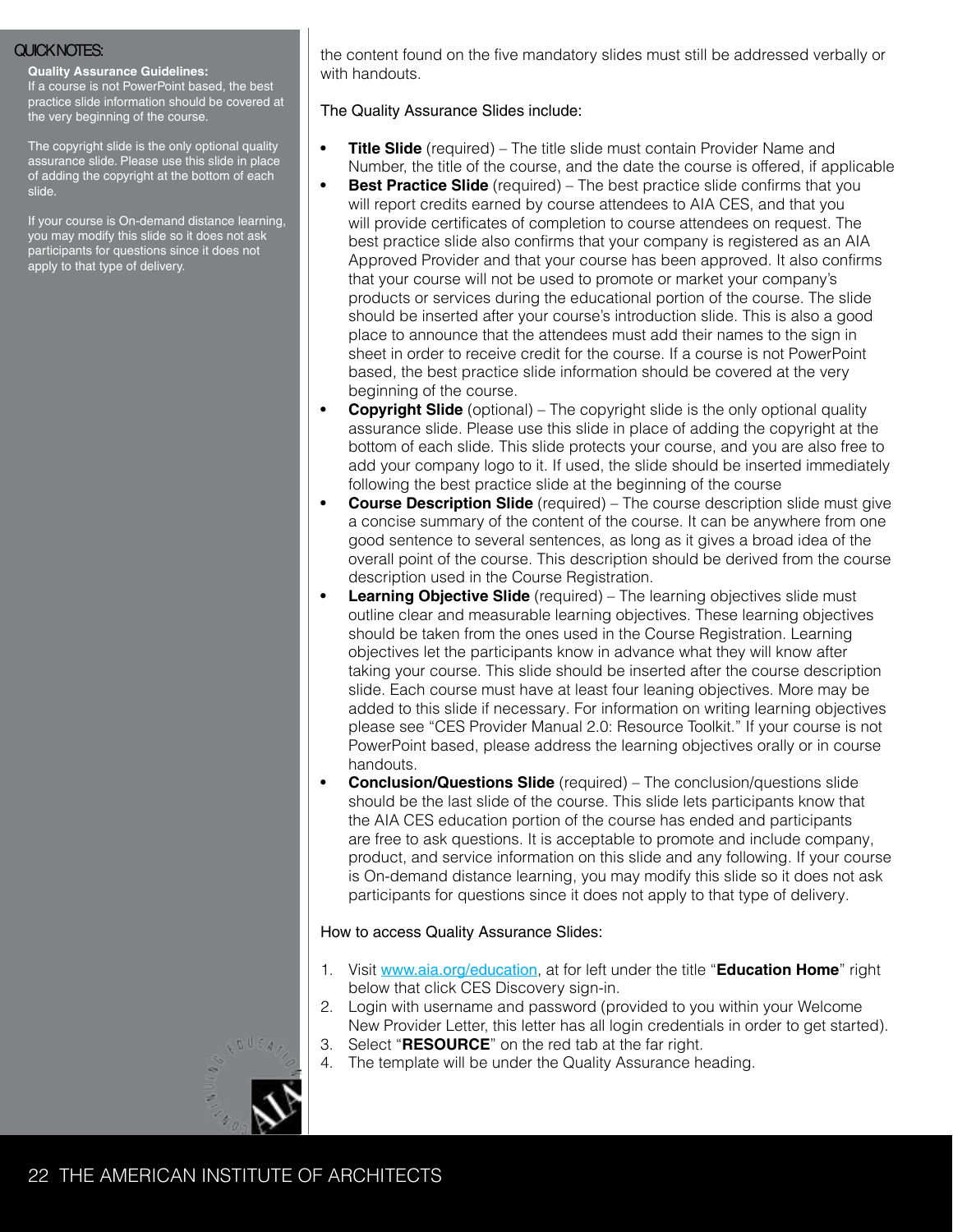QUICK NOTES:

**Quality Assurance Guidelines:**
If a course is not PowerPoint based, the best practice slide information should be covered at the very beginning of the course.

The copyright slide is the only optional quality assurance slide. Please use this slide in place of adding the copyright at the bottom of each slide.

If your course is On-demand distance learning, you may modify this slide so it does not ask participants for questions since it does not apply to that type of delivery.

the content found on the five mandatory slides must still be addressed verbally or with handouts.

The Quality Assurance Slides include:

- **Title Slide** (required) – The title slide must contain Provider Name and Number, the title of the course, and the date the course is offered, if applicable
- **Best Practice Slide** (required) – The best practice slide confirms that you will report credits earned by course attendees to AIA CES, and that you will provide certificates of completion to course attendees on request. The best practice slide also confirms that your company is registered as an AIA Approved Provider and that your course has been approved. It also confirms that your course will not be used to promote or market your company's products or services during the educational portion of the course. The slide should be inserted after your course's introduction slide. This is also a good place to announce that the attendees must add their names to the sign in sheet in order to receive credit for the course. If a course is not PowerPoint based, the best practice slide information should be covered at the very beginning of the course.
- **Copyright Slide** (optional) – The copyright slide is the only optional quality assurance slide. Please use this slide in place of adding the copyright at the bottom of each slide. This slide protects your course, and you are also free to add your company logo to it. If used, the slide should be inserted immediately following the best practice slide at the beginning of the course
- **Course Description Slide** (required) – The course description slide must give a concise summary of the content of the course. It can be anywhere from one good sentence to several sentences, as long as it gives a broad idea of the overall point of the course. This description should be derived from the course description used in the Course Registration.
- **Learning Objective Slide** (required) – The learning objectives slide must outline clear and measurable learning objectives. These learning objectives should be taken from the ones used in the Course Registration. Learning objectives let the participants know in advance what they will know after taking your course. This slide should be inserted after the course description slide. Each course must have at least four leaning objectives. More may be added to this slide if necessary. For information on writing learning objectives please see "CES Provider Manual 2.0: Resource Toolkit." If your course is not PowerPoint based, please address the learning objectives orally or in course handouts.
- **Conclusion/Questions Slide** (required) – The conclusion/questions slide should be the last slide of the course. This slide lets participants know that the AIA CES education portion of the course has ended and participants are free to ask questions. It is acceptable to promote and include company, product, and service information on this slide and any following. If your course is On-demand distance learning, you may modify this slide so it does not ask participants for questions since it does not apply to that type of delivery.

How to access Quality Assurance Slides:

1. Visit www.aia.org/education, at for left under the title "**Education Home**" right below that click CES Discovery sign-in.
2. Login with username and password (provided to you within your Welcome New Provider Letter, this letter has all login credentials in order to get started).
3. Select "**RESOURCE**" on the red tab at the far right.
4. The template will be under the Quality Assurance heading.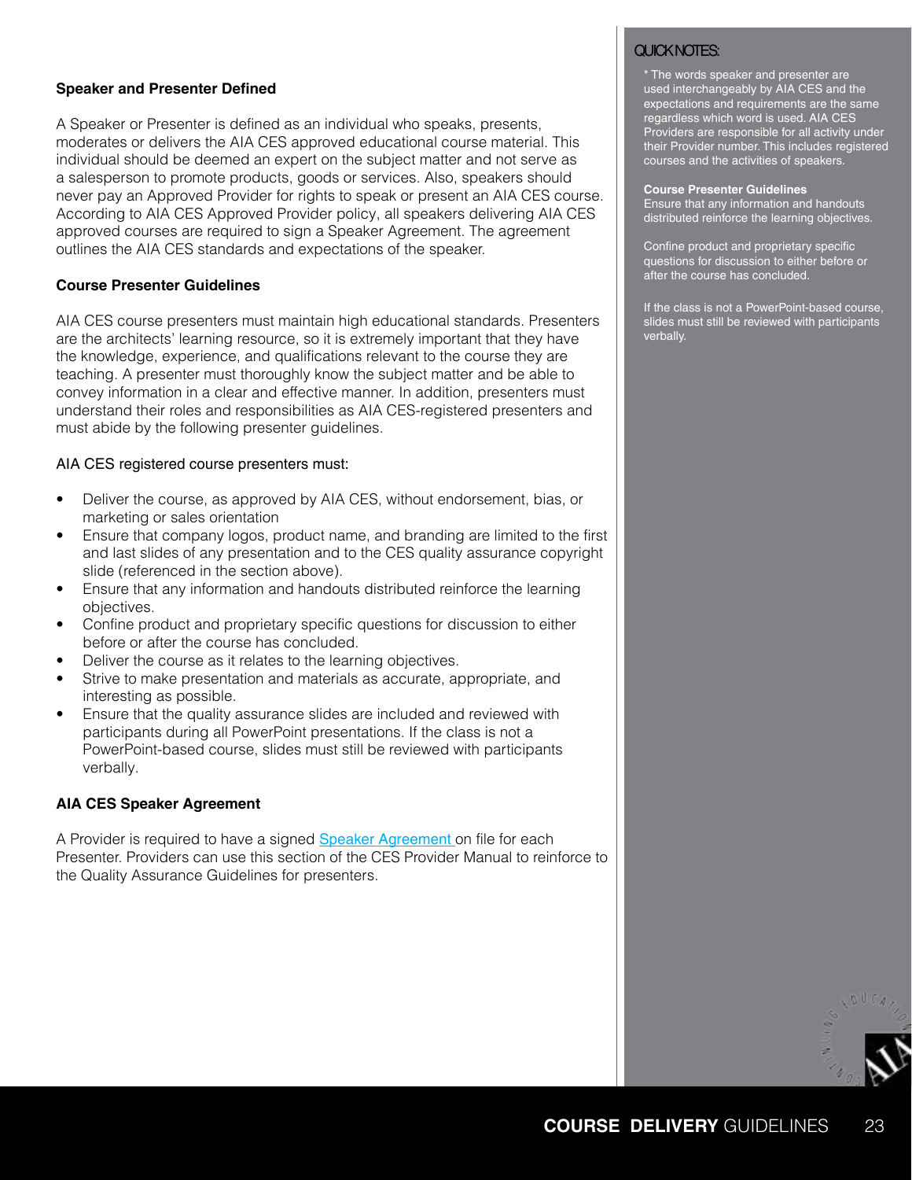### Speaker and Presenter Defined

A Speaker or Presenter is defined as an individual who speaks, presents, moderates or delivers the AIA CES approved educational course material. This individual should be deemed an expert on the subject matter and not serve as a salesperson to promote products, goods or services. Also, speakers should never pay an Approved Provider for rights to speak or present an AIA CES course. According to AIA CES Approved Provider policy, all speakers delivering AIA CES approved courses are required to sign a Speaker Agreement. The agreement outlines the AIA CES standards and expectations of the speaker.

### Course Presenter Guidelines

AIA CES course presenters must maintain high educational standards. Presenters are the architects' learning resource, so it is extremely important that they have the knowledge, experience, and qualifications relevant to the course they are teaching. A presenter must thoroughly know the subject matter and be able to convey information in a clear and effective manner. In addition, presenters must understand their roles and responsibilities as AIA CES-registered presenters and must abide by the following presenter guidelines.

AIA CES registered course presenters must:

- Deliver the course, as approved by AIA CES, without endorsement, bias, or marketing or sales orientation
- Ensure that company logos, product name, and branding are limited to the first and last slides of any presentation and to the CES quality assurance copyright slide (referenced in the section above).
- Ensure that any information and handouts distributed reinforce the learning objectives.
- Confine product and proprietary specific questions for discussion to either before or after the course has concluded.
- Deliver the course as it relates to the learning objectives.
- Strive to make presentation and materials as accurate, appropriate, and interesting as possible.
- Ensure that the quality assurance slides are included and reviewed with participants during all PowerPoint presentations. If the class is not a PowerPoint-based course, slides must still be reviewed with participants verbally.

### AIA CES Speaker Agreement

A Provider is required to have a signed [Speaker Agreement](#) on file for each Presenter. Providers can use this section of the CES Provider Manual to reinforce to the Quality Assurance Guidelines for presenters.

---

**QUICK NOTES:**

* The words speaker and presenter are used interchangeably by AIA CES and the expectations and requirements are the same regardless which word is used. AIA CES Providers are responsible for all activity under their Provider number. This includes registered courses and the activities of speakers.

**Course Presenter Guidelines**
Ensure that any information and handouts distributed reinforce the learning objectives.

Confine product and proprietary specific questions for discussion to either before or after the course has concluded.

If the class is not a PowerPoint-based course, slides must still be reviewed with participants verbally.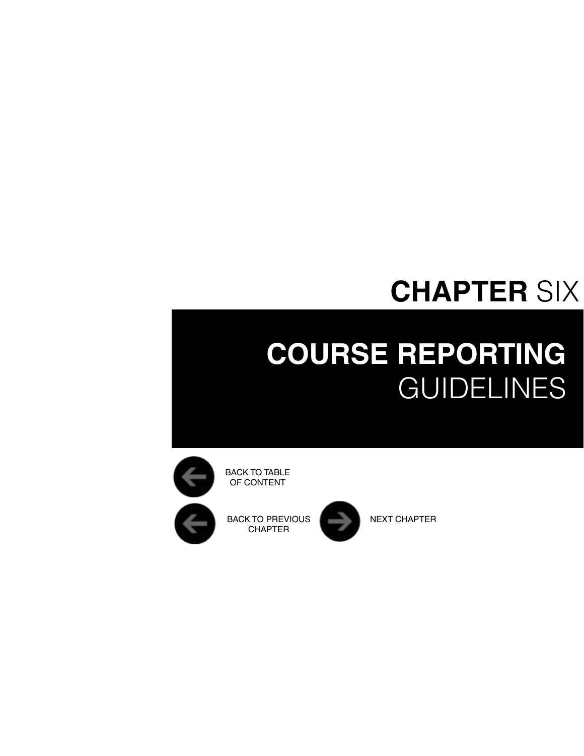# CHAPTER SIX

## COURSE REPORTING GUIDELINES

BACK TO TABLE OF CONTENT

BACK TO PREVIOUS CHAPTER

NEXT CHAPTER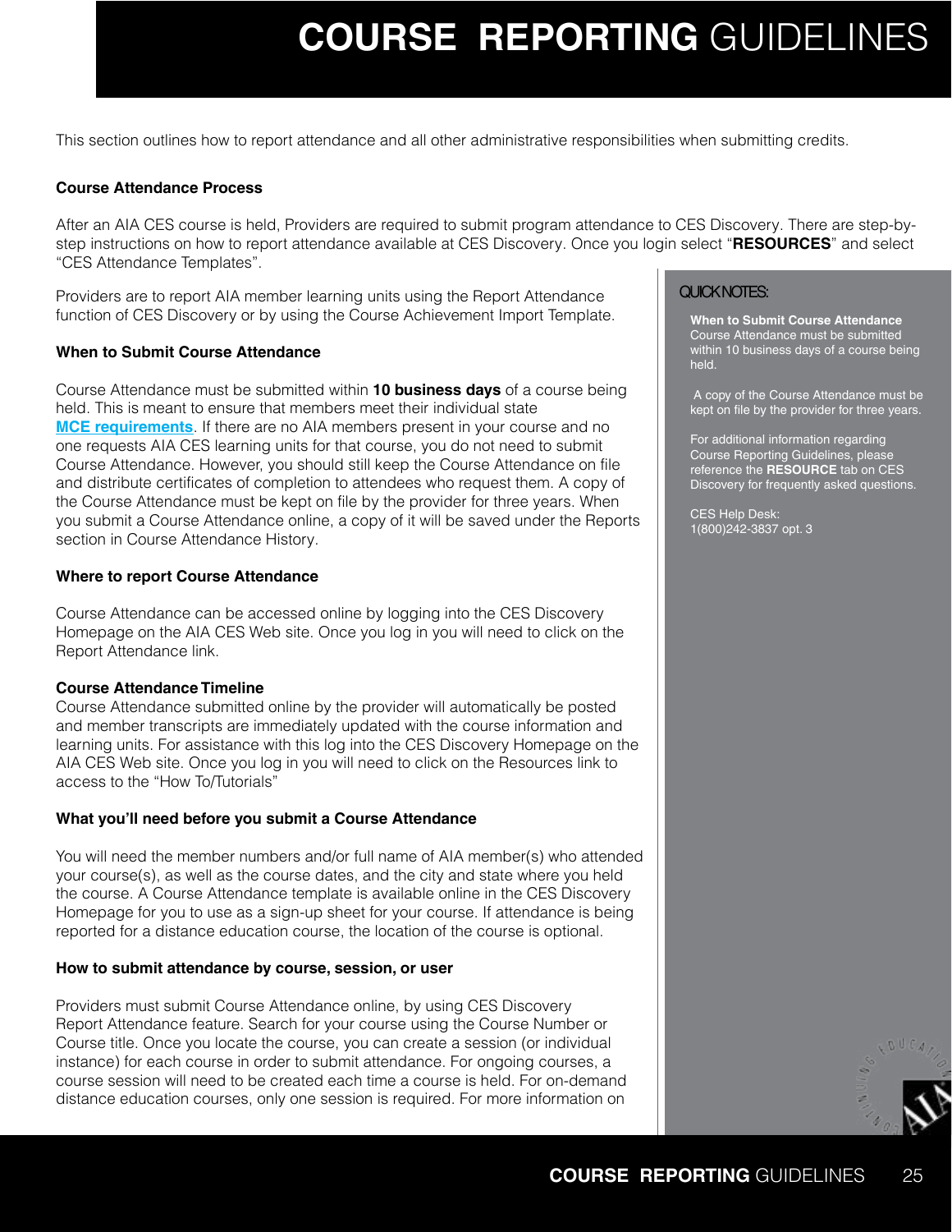# **COURSE REPORTING** GUIDELINES

This section outlines how to report attendance and all other administrative responsibilities when submitting credits.

**Course Attendance Process**

After an AIA CES course is held, Providers are required to submit program attendance to CES Discovery. There are step-by-step instructions on how to report attendance available at CES Discovery. Once you login select "**RESOURCES**" and select "CES Attendance Templates".

Providers are to report AIA member learning units using the Report Attendance function of CES Discovery or by using the Course Achievement Import Template.

**When to Submit Course Attendance**

Course Attendance must be submitted within **10 business days** of a course being held. This is meant to ensure that members meet their individual state **MCE requirements**. If there are no AIA members present in your course and no one requests AIA CES learning units for that course, you do not need to submit Course Attendance. However, you should still keep the Course Attendance on file and distribute certificates of completion to attendees who request them. A copy of the Course Attendance must be kept on file by the provider for three years. When you submit a Course Attendance online, a copy of it will be saved under the Reports section in Course Attendance History.

**Where to report Course Attendance**

Course Attendance can be accessed online by logging into the CES Discovery Homepage on the AIA CES Web site. Once you log in you will need to click on the Report Attendance link.

**Course Attendance Timeline**

Course Attendance submitted online by the provider will automatically be posted and member transcripts are immediately updated with the course information and learning units. For assistance with this log into the CES Discovery Homepage on the AIA CES Web site. Once you log in you will need to click on the Resources link to access to the "How To/Tutorials"

**What you'll need before you submit a Course Attendance**

You will need the member numbers and/or full name of AIA member(s) who attended your course(s), as well as the course dates, and the city and state where you held the course. A Course Attendance template is available online in the CES Discovery Homepage for you to use as a sign-up sheet for your course. If attendance is being reported for a distance education course, the location of the course is optional.

**How to submit attendance by course, session, or user**

Providers must submit Course Attendance online, by using CES Discovery Report Attendance feature. Search for your course using the Course Number or Course title. Once you locate the course, you can create a session (or individual instance) for each course in order to submit attendance. For ongoing courses, a course session will need to be created each time a course is held. For on-demand distance education courses, only one session is required. For more information on

QUICK NOTES:

**When to Submit Course Attendance**
Course Attendance must be submitted within 10 business days of a course being held.

A copy of the Course Attendance must be kept on file by the provider for three years.

For additional information regarding Course Reporting Guidelines, please reference the **RESOURCE** tab on CES Discovery for frequently asked questions.

CES Help Desk:
1(800)242-3837 opt. 3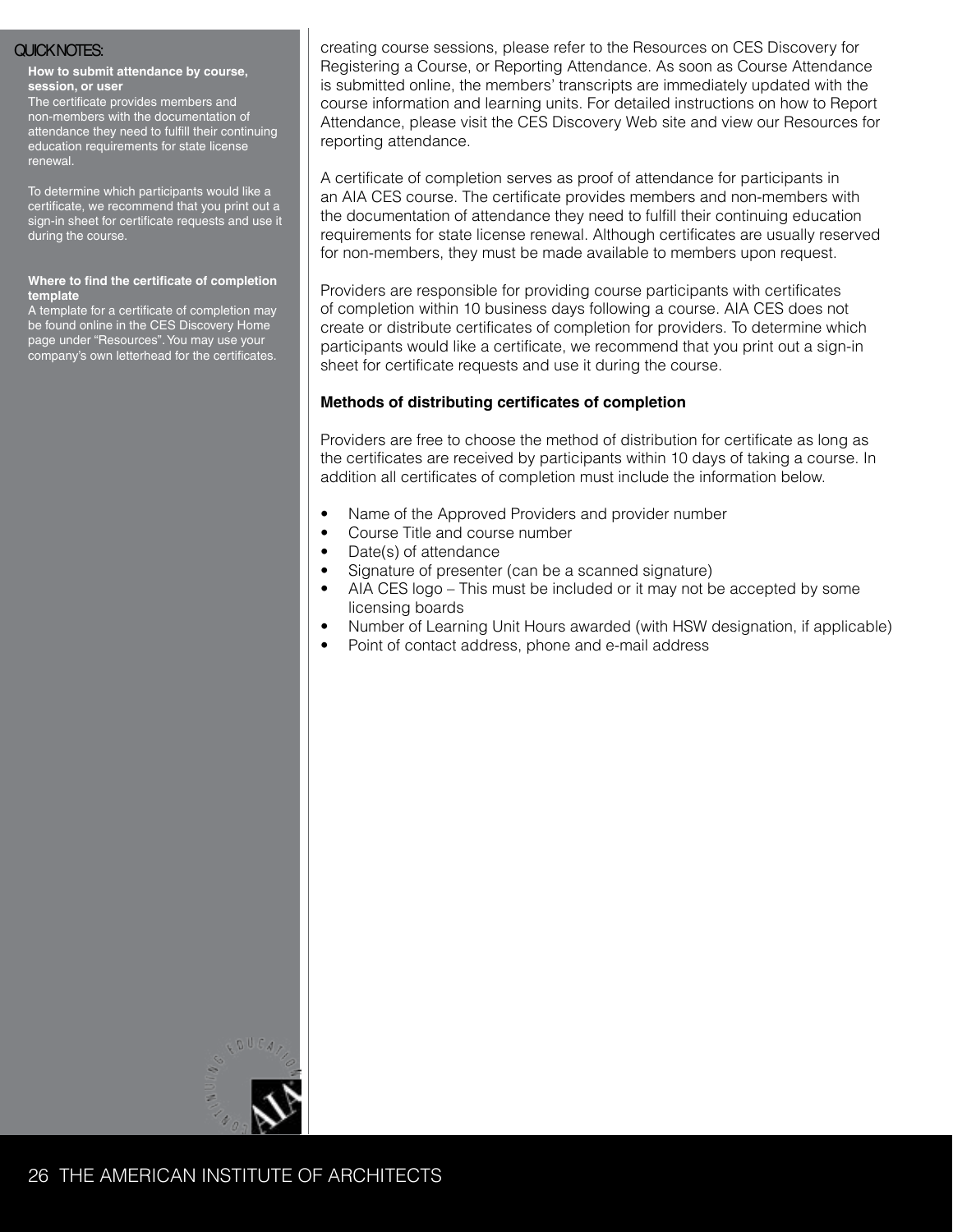QUICK NOTES:

**How to submit attendance by course, session, or user**

The certificate provides members and non-members with the documentation of attendance they need to fulfill their continuing education requirements for state license renewal.

To determine which participants would like a certificate, we recommend that you print out a sign-in sheet for certificate requests and use it during the course.

**Where to find the certificate of completion template**

A template for a certificate of completion may be found online in the CES Discovery Home page under "Resources". You may use your company's own letterhead for the certificates.

creating course sessions, please refer to the Resources on CES Discovery for Registering a Course, or Reporting Attendance. As soon as Course Attendance is submitted online, the members' transcripts are immediately updated with the course information and learning units. For detailed instructions on how to Report Attendance, please visit the CES Discovery Web site and view our Resources for reporting attendance.

A certificate of completion serves as proof of attendance for participants in an AIA CES course. The certificate provides members and non-members with the documentation of attendance they need to fulfill their continuing education requirements for state license renewal. Although certificates are usually reserved for non-members, they must be made available to members upon request.

Providers are responsible for providing course participants with certificates of completion within 10 business days following a course. AIA CES does not create or distribute certificates of completion for providers. To determine which participants would like a certificate, we recommend that you print out a sign-in sheet for certificate requests and use it during the course.

**Methods of distributing certificates of completion**

Providers are free to choose the method of distribution for certificate as long as the certificates are received by participants within 10 days of taking a course. In addition all certificates of completion must include the information below.

- Name of the Approved Providers and provider number
- Course Title and course number
- Date(s) of attendance
- Signature of presenter (can be a scanned signature)
- AIA CES logo – This must be included or it may not be accepted by some licensing boards
- Number of Learning Unit Hours awarded (with HSW designation, if applicable)
- Point of contact address, phone and e-mail address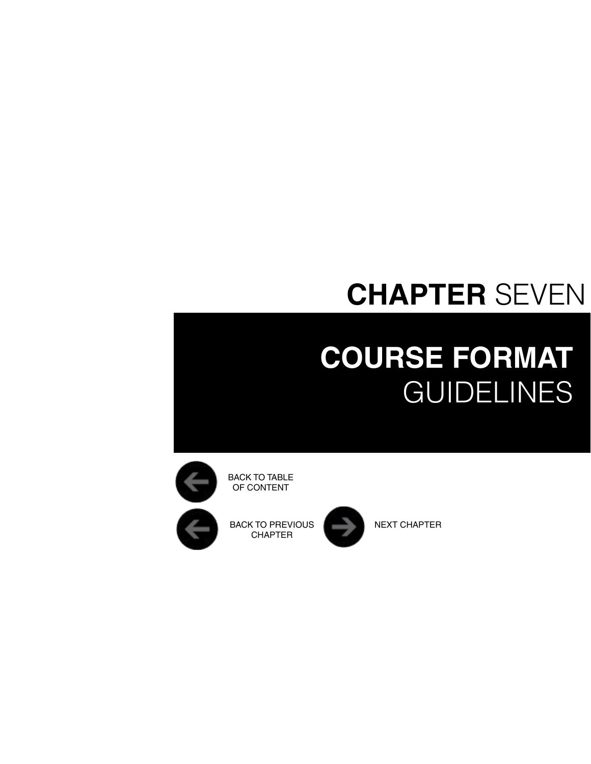## **CHAPTER** SEVEN

# **COURSE FORMAT** GUIDELINES

BACK TO TABLE OF CONTENT

BACK TO PREVIOUS CHAPTER

NEXT CHAPTER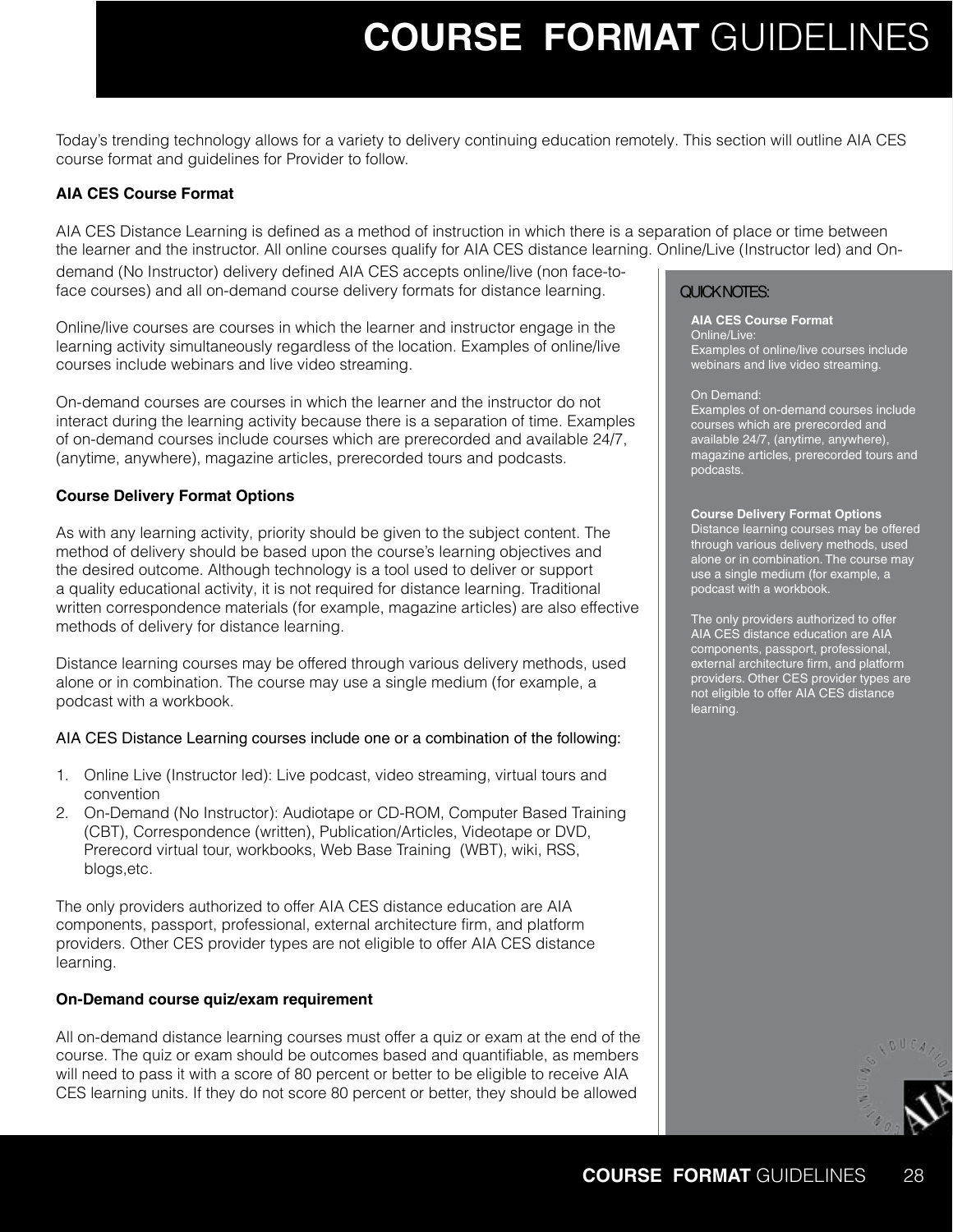# **COURSE FORMAT** GUIDELINES

Today's trending technology allows for a variety to delivery continuing education remotely. This section will outline AIA CES course format and guidelines for Provider to follow.

**AIA CES Course Format**

AIA CES Distance Learning is defined as a method of instruction in which there is a separation of place or time between the learner and the instructor. All online courses qualify for AIA CES distance learning. Online/Live (Instructor led) and On-demand (No Instructor) delivery defined AIA CES accepts online/live (non face-to-face courses) and all on-demand course delivery formats for distance learning.

Online/live courses are courses in which the learner and instructor engage in the learning activity simultaneously regardless of the location. Examples of online/live courses include webinars and live video streaming.

On-demand courses are courses in which the learner and the instructor do not interact during the learning activity because there is a separation of time. Examples of on-demand courses include courses which are prerecorded and available 24/7, (anytime, anywhere), magazine articles, prerecorded tours and podcasts.

**Course Delivery Format Options**

As with any learning activity, priority should be given to the subject content. The method of delivery should be based upon the course's learning objectives and the desired outcome. Although technology is a tool used to deliver or support a quality educational activity, it is not required for distance learning. Traditional written correspondence materials (for example, magazine articles) are also effective methods of delivery for distance learning.

Distance learning courses may be offered through various delivery methods, used alone or in combination. The course may use a single medium (for example, a podcast with a workbook.

AIA CES Distance Learning courses include one or a combination of the following:

1. Online Live (Instructor led): Live podcast, video streaming, virtual tours and convention
2. On-Demand (No Instructor): Audiotape or CD-ROM, Computer Based Training (CBT), Correspondence (written), Publication/Articles, Videotape or DVD, Prerecord virtual tour, workbooks, Web Base Training (WBT), wiki, RSS, blogs,etc.

The only providers authorized to offer AIA CES distance education are AIA components, passport, professional, external architecture firm, and platform providers. Other CES provider types are not eligible to offer AIA CES distance learning.

**On-Demand course quiz/exam requirement**

All on-demand distance learning courses must offer a quiz or exam at the end of the course. The quiz or exam should be outcomes based and quantifiable, as members will need to pass it with a score of 80 percent or better to be eligible to receive AIA CES learning units. If they do not score 80 percent or better, they should be allowed

QUICK NOTES:

**AIA CES Course Format**
Online/Live:
Examples of online/live courses include webinars and live video streaming.

On Demand:
Examples of on-demand courses include courses which are prerecorded and available 24/7, (anytime, anywhere), magazine articles, prerecorded tours and podcasts.

**Course Delivery Format Options**
Distance learning courses may be offered through various delivery methods, used alone or in combination. The course may use a single medium (for example, a podcast with a workbook.

The only providers authorized to offer AIA CES distance education are AIA components, passport, professional, external architecture firm, and platform providers. Other CES provider types are not eligible to offer AIA CES distance learning.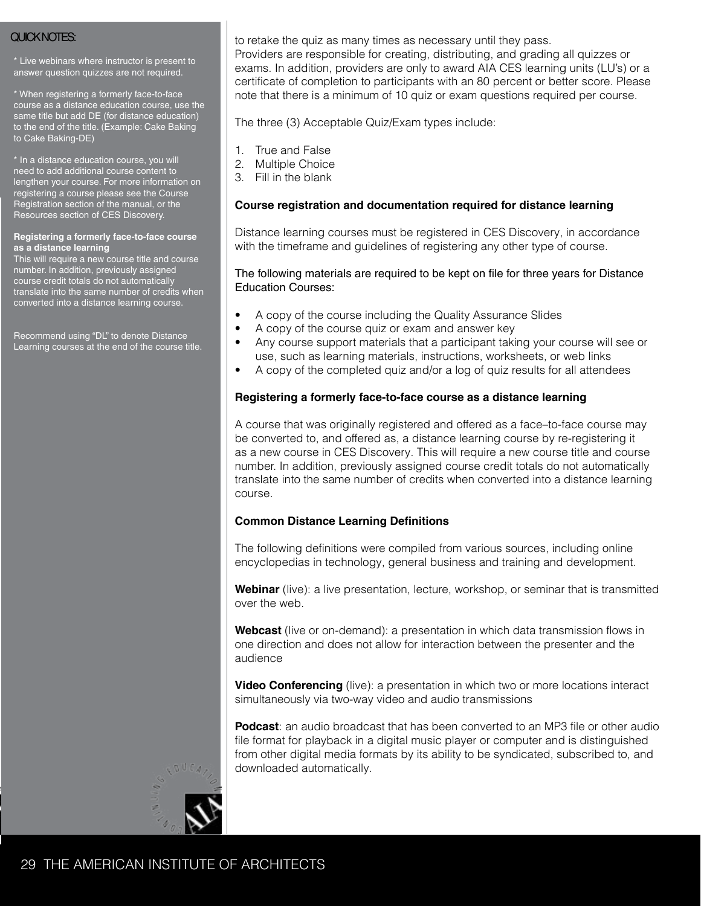## QUICK NOTES:

* Live webinars where instructor is present to answer question quizzes are not required.

* When registering a formerly face-to-face course as a distance education course, use the same title but add DE (for distance education) to the end of the title. (Example: Cake Baking to Cake Baking-DE)

* In a distance education course, you will need to add additional course content to lengthen your course. For more information on registering a course please see the Course Registration section of the manual, or the Resources section of CES Discovery.

**Registering a formerly face-to-face course as a distance learning**
This will require a new course title and course number. In addition, previously assigned course credit totals do not automatically translate into the same number of credits when converted into a distance learning course.

Recommend using "DL" to denote Distance Learning courses at the end of the course title.

to retake the quiz as many times as necessary until they pass.
Providers are responsible for creating, distributing, and grading all quizzes or exams. In addition, providers are only to award AIA CES learning units (LU's) or a certificate of completion to participants with an 80 percent or better score. Please note that there is a minimum of 10 quiz or exam questions required per course.

The three (3) Acceptable Quiz/Exam types include:

1. True and False
2. Multiple Choice
3. Fill in the blank

**Course registration and documentation required for distance learning**

Distance learning courses must be registered in CES Discovery, in accordance with the timeframe and guidelines of registering any other type of course.

The following materials are required to be kept on file for three years for Distance Education Courses:

- A copy of the course including the Quality Assurance Slides
- A copy of the course quiz or exam and answer key
- Any course support materials that a participant taking your course will see or use, such as learning materials, instructions, worksheets, or web links
- A copy of the completed quiz and/or a log of quiz results for all attendees

**Registering a formerly face-to-face course as a distance learning**

A course that was originally registered and offered as a face–to-face course may be converted to, and offered as, a distance learning course by re-registering it as a new course in CES Discovery. This will require a new course title and course number. In addition, previously assigned course credit totals do not automatically translate into the same number of credits when converted into a distance learning course.

**Common Distance Learning Definitions**

The following definitions were compiled from various sources, including online encyclopedias in technology, general business and training and development.

**Webinar** (live): a live presentation, lecture, workshop, or seminar that is transmitted over the web.

**Webcast** (live or on-demand): a presentation in which data transmission flows in one direction and does not allow for interaction between the presenter and the audience

**Video Conferencing** (live): a presentation in which two or more locations interact simultaneously via two-way video and audio transmissions

**Podcast**: an audio broadcast that has been converted to an MP3 file or other audio file format for playback in a digital music player or computer and is distinguished from other digital media formats by its ability to be syndicated, subscribed to, and downloaded automatically.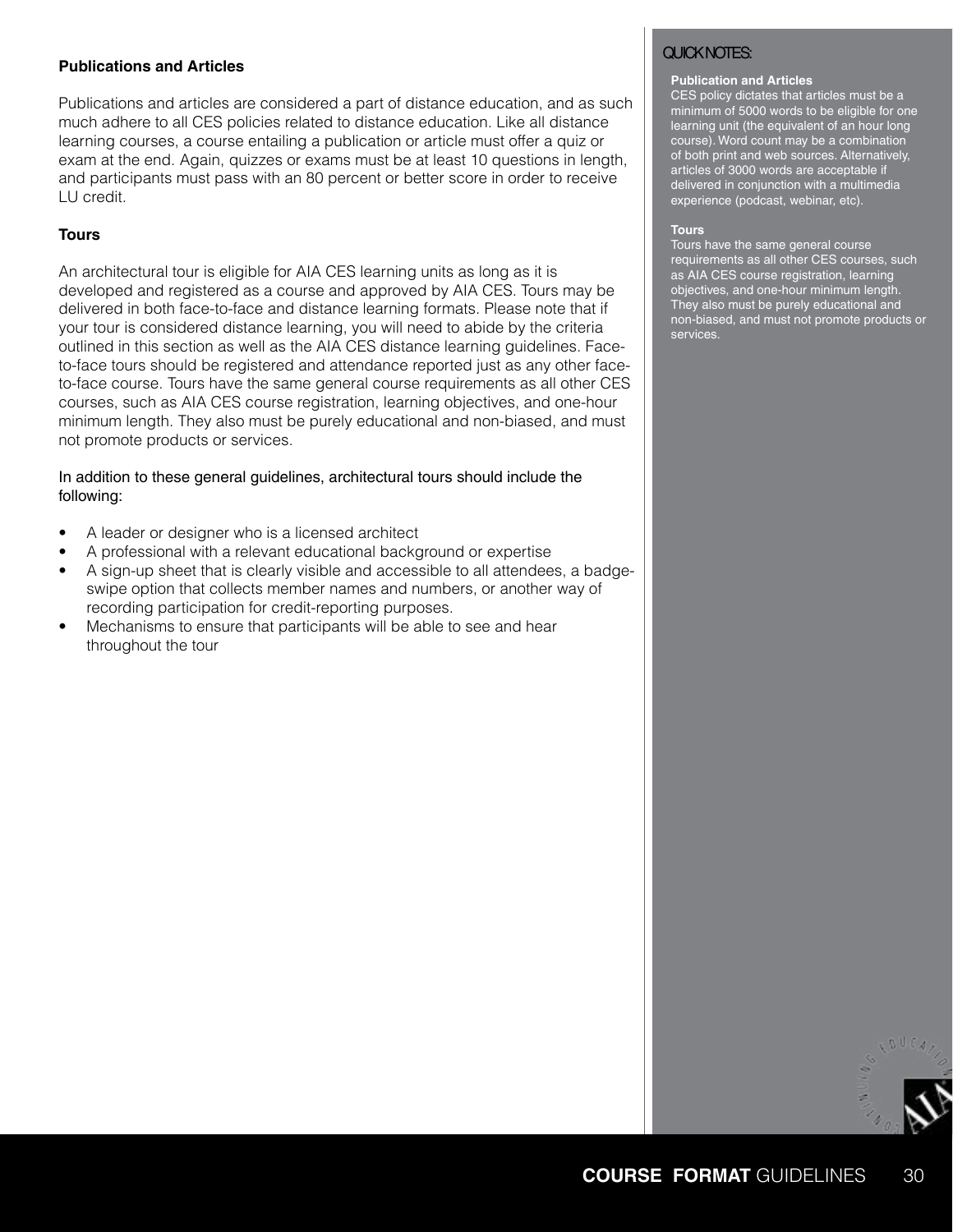### Publications and Articles

Publications and articles are considered a part of distance education, and as such much adhere to all CES policies related to distance education. Like all distance learning courses, a course entailing a publication or article must offer a quiz or exam at the end. Again, quizzes or exams must be at least 10 questions in length, and participants must pass with an 80 percent or better score in order to receive LU credit.

### Tours

An architectural tour is eligible for AIA CES learning units as long as it is developed and registered as a course and approved by AIA CES. Tours may be delivered in both face-to-face and distance learning formats. Please note that if your tour is considered distance learning, you will need to abide by the criteria outlined in this section as well as the AIA CES distance learning guidelines. Face-to-face tours should be registered and attendance reported just as any other face-to-face course. Tours have the same general course requirements as all other CES courses, such as AIA CES course registration, learning objectives, and one-hour minimum length. They also must be purely educational and non-biased, and must not promote products or services.

In addition to these general guidelines, architectural tours should include the following:

- A leader or designer who is a licensed architect
- A professional with a relevant educational background or expertise
- A sign-up sheet that is clearly visible and accessible to all attendees, a badge-swipe option that collects member names and numbers, or another way of recording participation for credit-reporting purposes.
- Mechanisms to ensure that participants will be able to see and hear throughout the tour

QUICK NOTES:

**Publication and Articles**

CES policy dictates that articles must be a minimum of 5000 words to be eligible for one learning unit (the equivalent of an hour long course). Word count may be a combination of both print and web sources. Alternatively, articles of 3000 words are acceptable if delivered in conjunction with a multimedia experience (podcast, webinar, etc).

**Tours**

Tours have the same general course requirements as all other CES courses, such as AIA CES course registration, learning objectives, and one-hour minimum length. They also must be purely educational and non-biased, and must not promote products or services.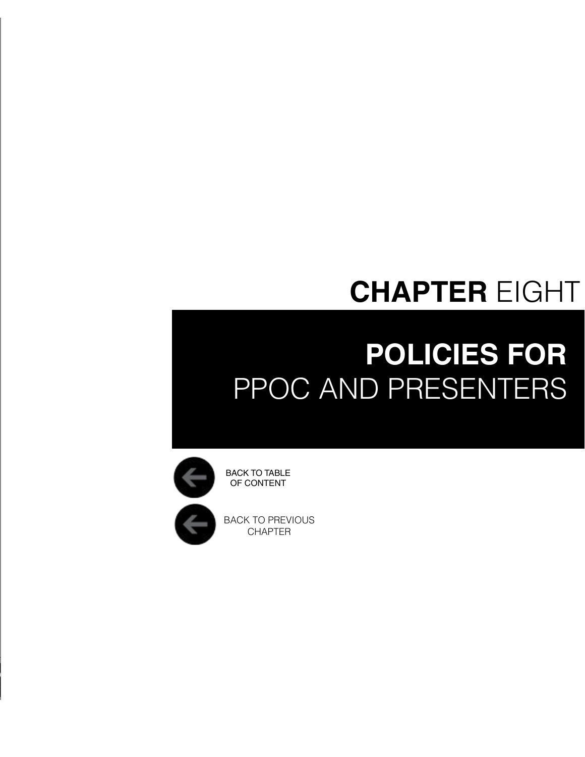# CHAPTER EIGHT

## POLICIES FOR PPOC AND PRESENTERS

BACK TO TABLE OF CONTENT

BACK TO PREVIOUS CHAPTER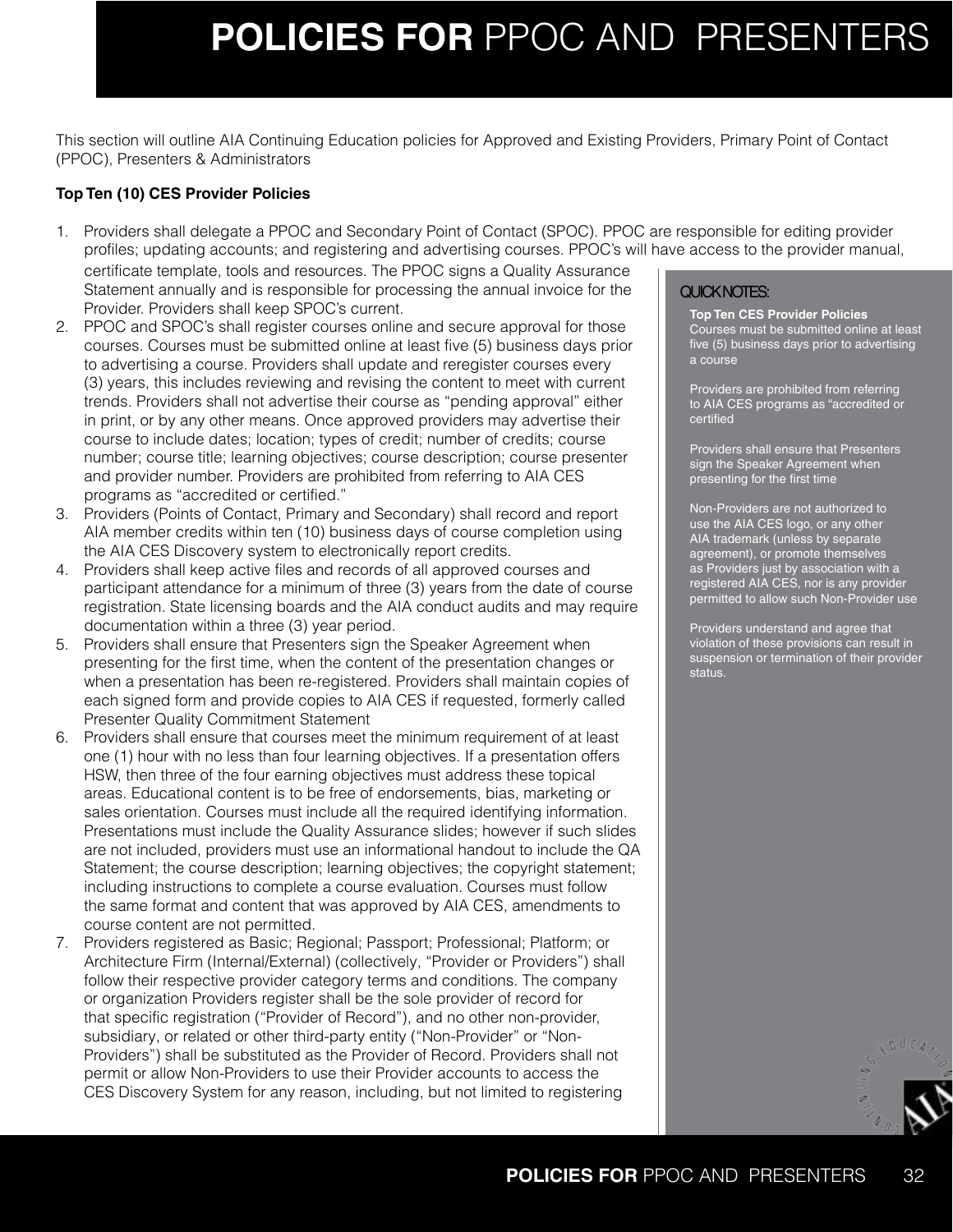# **POLICIES FOR** PPOC AND PRESENTERS

This section will outline AIA Continuing Education policies for Approved and Existing Providers, Primary Point of Contact (PPOC), Presenters & Administrators

**Top Ten (10) CES Provider Policies**

1. Providers shall delegate a PPOC and Secondary Point of Contact (SPOC). PPOC are responsible for editing provider profiles; updating accounts; and registering and advertising courses. PPOC's will have access to the provider manual, certificate template, tools and resources. The PPOC signs a Quality Assurance Statement annually and is responsible for processing the annual invoice for the Provider. Providers shall keep SPOC's current.
2. PPOC and SPOC's shall register courses online and secure approval for those courses. Courses must be submitted online at least five (5) business days prior to advertising a course. Providers shall update and reregister courses every (3) years, this includes reviewing and revising the content to meet with current trends. Providers shall not advertise their course as "pending approval" either in print, or by any other means. Once approved providers may advertise their course to include dates; location; types of credit; number of credits; course number; course title; learning objectives; course description; course presenter and provider number. Providers are prohibited from referring to AIA CES programs as "accredited or certified."
3. Providers (Points of Contact, Primary and Secondary) shall record and report AIA member credits within ten (10) business days of course completion using the AIA CES Discovery system to electronically report credits.
4. Providers shall keep active files and records of all approved courses and participant attendance for a minimum of three (3) years from the date of course registration. State licensing boards and the AIA conduct audits and may require documentation within a three (3) year period.
5. Providers shall ensure that Presenters sign the Speaker Agreement when presenting for the first time, when the content of the presentation changes or when a presentation has been re-registered. Providers shall maintain copies of each signed form and provide copies to AIA CES if requested, formerly called Presenter Quality Commitment Statement
6. Providers shall ensure that courses meet the minimum requirement of at least one (1) hour with no less than four learning objectives. If a presentation offers HSW, then three of the four earning objectives must address these topical areas. Educational content is to be free of endorsements, bias, marketing or sales orientation. Courses must include all the required identifying information. Presentations must include the Quality Assurance slides; however if such slides are not included, providers must use an informational handout to include the QA Statement; the course description; learning objectives; the copyright statement; including instructions to complete a course evaluation. Courses must follow the same format and content that was approved by AIA CES, amendments to course content are not permitted.
7. Providers registered as Basic; Regional; Passport; Professional; Platform; or Architecture Firm (Internal/External) (collectively, "Provider or Providers") shall follow their respective provider category terms and conditions. The company or organization Providers register shall be the sole provider of record for that specific registration ("Provider of Record"), and no other non-provider, subsidiary, or related or other third-party entity ("Non-Provider" or "Non-Providers") shall be substituted as the Provider of Record. Providers shall not permit or allow Non-Providers to use their Provider accounts to access the CES Discovery System for any reason, including, but not limited to registering

**QUICK NOTES:**

**Top Ten CES Provider Policies**
Courses must be submitted online at least five (5) business days prior to advertising a course

Providers are prohibited from referring to AIA CES programs as "accredited or certified

Providers shall ensure that Presenters sign the Speaker Agreement when presenting for the first time

Non-Providers are not authorized to use the AIA CES logo, or any other AIA trademark (unless by separate agreement), or promote themselves as Providers just by association with a registered AIA CES, nor is any provider permitted to allow such Non-Provider use

Providers understand and agree that violation of these provisions can result in suspension or termination of their provider status.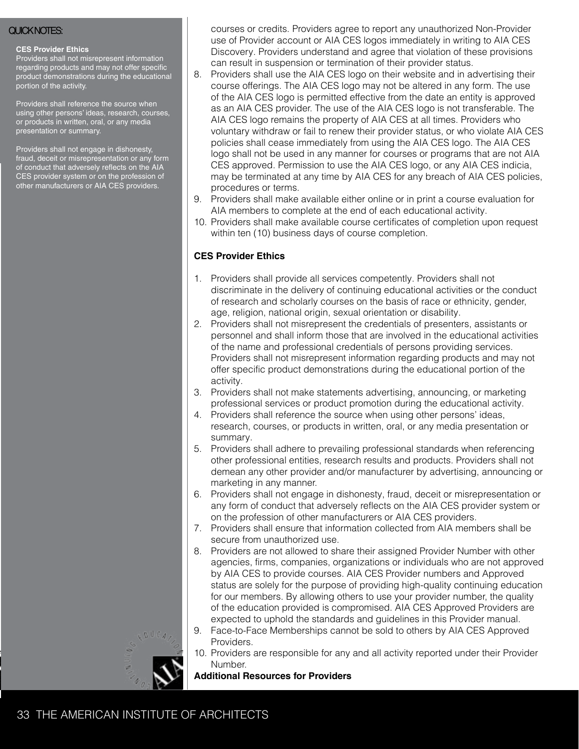QUICK NOTES:

**CES Provider Ethics**
Providers shall not misrepresent information regarding products and may not offer specific product demonstrations during the educational portion of the activity.

Providers shall reference the source when using other persons' ideas, research, courses, or products in written, oral, or any media presentation or summary.

Providers shall not engage in dishonesty, fraud, deceit or misrepresentation or any form of conduct that adversely reflects on the AIA CES provider system or on the profession of other manufacturers or AIA CES providers.

courses or credits. Providers agree to report any unauthorized Non-Provider use of Provider account or AIA CES logos immediately in writing to AIA CES Discovery. Providers understand and agree that violation of these provisions can result in suspension or termination of their provider status.

8. Providers shall use the AIA CES logo on their website and in advertising their course offerings. The AIA CES logo may not be altered in any form. The use of the AIA CES logo is permitted effective from the date an entity is approved as an AIA CES provider. The use of the AIA CES logo is not transferable. The AIA CES logo remains the property of AIA CES at all times. Providers who voluntary withdraw or fail to renew their provider status, or who violate AIA CES policies shall cease immediately from using the AIA CES logo. The AIA CES logo shall not be used in any manner for courses or programs that are not AIA CES approved. Permission to use the AIA CES logo, or any AIA CES indicia, may be terminated at any time by AIA CES for any breach of AIA CES policies, procedures or terms.
9. Providers shall make available either online or in print a course evaluation for AIA members to complete at the end of each educational activity.
10. Providers shall make available course certificates of completion upon request within ten (10) business days of course completion.

**CES Provider Ethics**

1. Providers shall provide all services competently. Providers shall not discriminate in the delivery of continuing educational activities or the conduct of research and scholarly courses on the basis of race or ethnicity, gender, age, religion, national origin, sexual orientation or disability.
2. Providers shall not misrepresent the credentials of presenters, assistants or personnel and shall inform those that are involved in the educational activities of the name and professional credentials of persons providing services. Providers shall not misrepresent information regarding products and may not offer specific product demonstrations during the educational portion of the activity.
3. Providers shall not make statements advertising, announcing, or marketing professional services or product promotion during the educational activity.
4. Providers shall reference the source when using other persons' ideas, research, courses, or products in written, oral, or any media presentation or summary.
5. Providers shall adhere to prevailing professional standards when referencing other professional entities, research results and products. Providers shall not demean any other provider and/or manufacturer by advertising, announcing or marketing in any manner.
6. Providers shall not engage in dishonesty, fraud, deceit or misrepresentation or any form of conduct that adversely reflects on the AIA CES provider system or on the profession of other manufacturers or AIA CES providers.
7. Providers shall ensure that information collected from AIA members shall be secure from unauthorized use.
8. Providers are not allowed to share their assigned Provider Number with other agencies, firms, companies, organizations or individuals who are not approved by AIA CES to provide courses. AIA CES Provider numbers and Approved status are solely for the purpose of providing high-quality continuing education for our members. By allowing others to use your provider number, the quality of the education provided is compromised. AIA CES Approved Providers are expected to uphold the standards and guidelines in this Provider manual.
9. Face-to-Face Memberships cannot be sold to others by AIA CES Approved Providers.
10. Providers are responsible for any and all activity reported under their Provider Number.

**Additional Resources for Providers**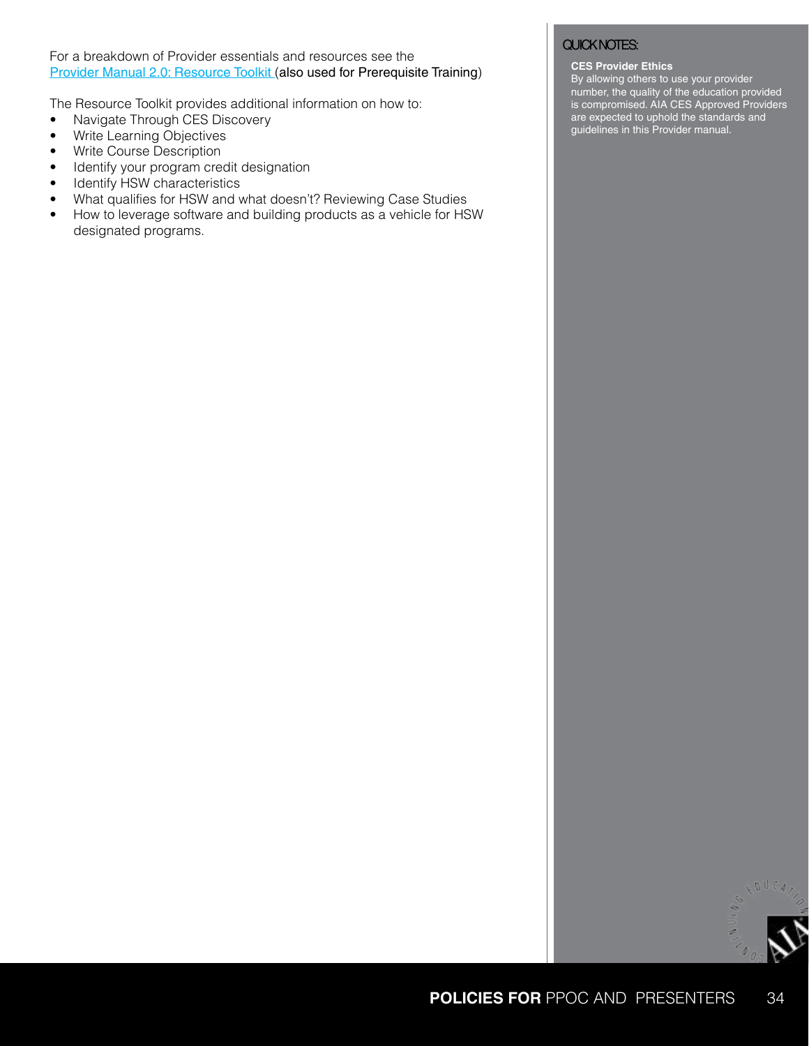For a breakdown of Provider essentials and resources see the [Provider Manual 2.0: Resource Toolkit ](also used for Prerequisite Training)

The Resource Toolkit provides additional information on how to:

- Navigate Through CES Discovery
- Write Learning Objectives
- Write Course Description
- Identify your program credit designation
- Identify HSW characteristics
- What qualifies for HSW and what doesn't? Reviewing Case Studies
- How to leverage software and building products as a vehicle for HSW designated programs.

QUICK NOTES:

**CES Provider Ethics**
By allowing others to use your provider number, the quality of the education provided is compromised. AIA CES Approved Providers are expected to uphold the standards and guidelines in this Provider manual.